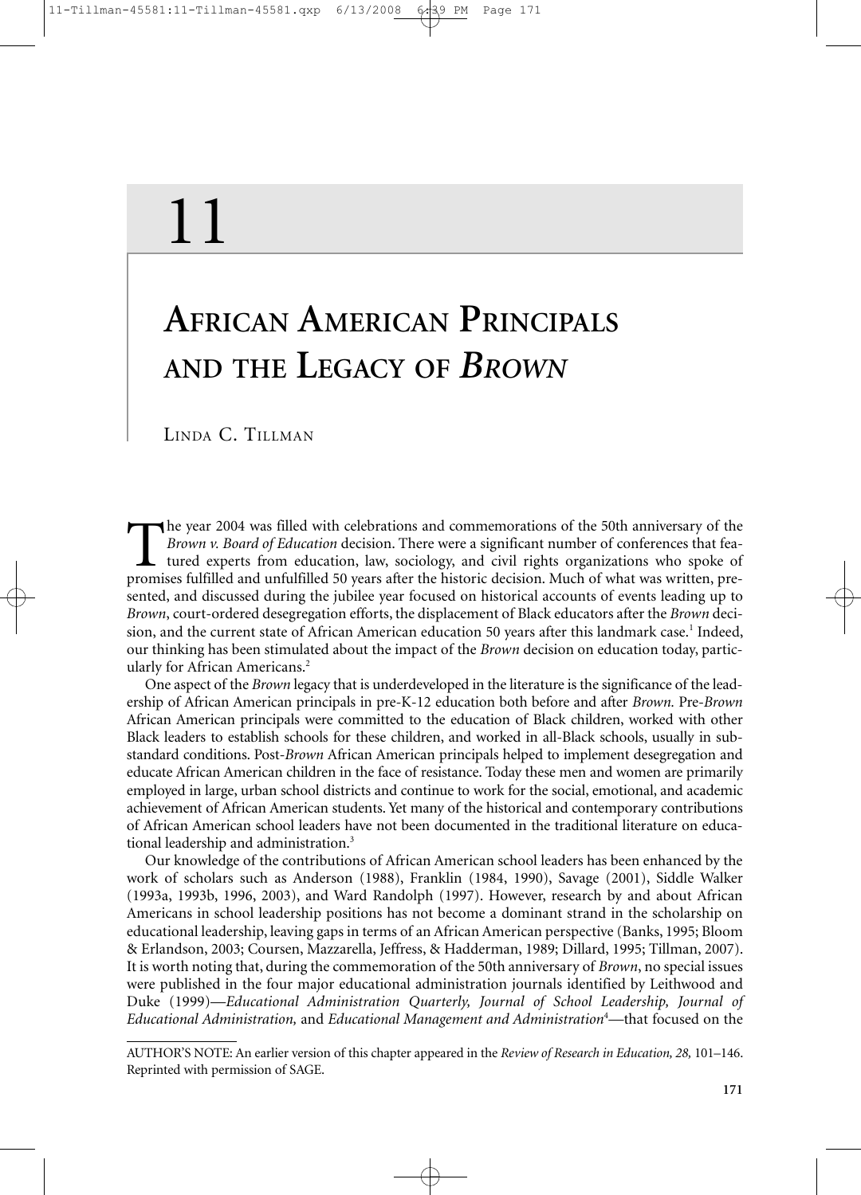# 11

# African American Principals and the Legacy of *Brown*

Linda C. Tillman

The year 2004 was filled with celebrations and commemorations of the 50th anniversary of the *Brown v. Board of Education* decision. There were a significant number of conferences that featured experts from education, law, sociology, and civil rights organizations who spoke of promises fulfilled and unfulfilled 50 years after the historic decision. Much of what was written, presented, and discussed during the jubilee year focused on historical accounts of events leading up to *Brown*, court-ordered desegregation efforts, the displacement of Black educators after the *Brown* decision, and the current state of African American education 50 years after this landmark case.[1] Indeed, our thinking has been stimulated about the impact of the *Brown* decision on education today, particularly for African Americans.[2]

One aspect of the *Brown* legacy that is underdeveloped in the literature is the significance of the leadership of African American principals in pre-K-12 education both before and after *Brown.* Pre-*Brown* African American principals were committed to the education of Black children, worked with other Black leaders to establish schools for these children, and worked in all-Black schools, usually in substandard conditions. Post-*Brown* African American principals helped to implement desegregation and educate African American children in the face of resistance. Today these men and women are primarily employed in large, urban school districts and continue to work for the social, emotional, and academic achievement of African American students. Yet many of the historical and contemporary contributions of African American school leaders have not been documented in the traditional literature on educational leadership and administration.[3]

Our knowledge of the contributions of African American school leaders has been enhanced by the work of scholars such as Anderson (1988), Franklin (1984, 1990), Savage (2001), Siddle Walker (1993a, 1993b, 1996, 2003), and Ward Randolph (1997). However, research by and about African Americans in school leadership positions has not become a dominant strand in the scholarship on educational leadership, leaving gaps in terms of an African American perspective (Banks, 1995; Bloom & Erlandson, 2003; Coursen, Mazzarella, Jeffress, & Hadderman, 1989; Dillard, 1995; Tillman, 2007). It is worth noting that, during the commemoration of the 50th anniversary of *Brown*, no special issues were published in the four major educational administration journals identified by Leithwood and Duke (1999)—*Educational Administration Quarterly, Journal of School Leadership, Journal of Educational Administration,* and *Educational Management and Administration*[4]—that focused on the

AUTHOR'S NOTE: An earlier version of this chapter appeared in the *Review of Research in Education, 28,* 101–146. Reprinted with permission of SAGE.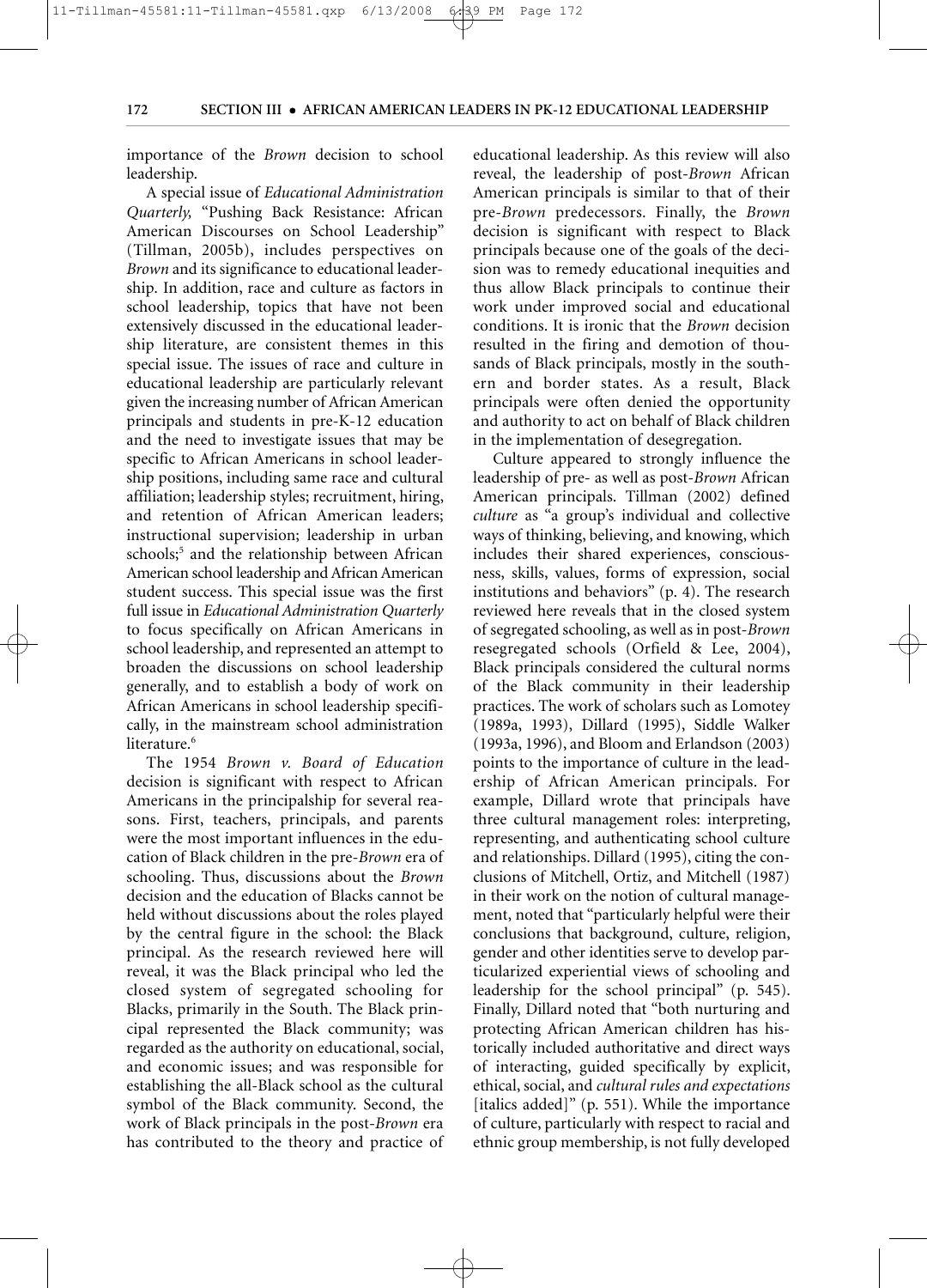importance of the *Brown* decision to school leadership.

A special issue of *Educational Administration Quarterly,* "Pushing Back Resistance: African American Discourses on School Leadership" (Tillman, 2005b), includes perspectives on *Brown* and its significance to educational leadership. In addition, race and culture as factors in school leadership, topics that have not been extensively discussed in the educational leadership literature, are consistent themes in this special issue. The issues of race and culture in educational leadership are particularly relevant given the increasing number of African American principals and students in pre-K-12 education and the need to investigate issues that may be specific to African Americans in school leadership positions, including same race and cultural affiliation; leadership styles; recruitment, hiring, and retention of African American leaders; instructional supervision; leadership in urban schools;[5] and the relationship between African American school leadership and African American student success. This special issue was the first full issue in *Educational Administration Quarterly* to focus specifically on African Americans in school leadership, and represented an attempt to broaden the discussions on school leadership generally, and to establish a body of work on African Americans in school leadership specifically, in the mainstream school administration literature.[6]

The 1954 *Brown v. Board of Education* decision is significant with respect to African Americans in the principalship for several reasons. First, teachers, principals, and parents were the most important influences in the education of Black children in the pre-*Brown* era of schooling. Thus, discussions about the *Brown* decision and the education of Blacks cannot be held without discussions about the roles played by the central figure in the school: the Black principal. As the research reviewed here will reveal, it was the Black principal who led the closed system of segregated schooling for Blacks, primarily in the South. The Black principal represented the Black community; was regarded as the authority on educational, social, and economic issues; and was responsible for establishing the all-Black school as the cultural symbol of the Black community. Second, the work of Black principals in the post-*Brown* era has contributed to the theory and practice of educational leadership. As this review will also reveal, the leadership of post-*Brown* African American principals is similar to that of their pre-*Brown* predecessors. Finally, the *Brown* decision is significant with respect to Black principals because one of the goals of the decision was to remedy educational inequities and thus allow Black principals to continue their work under improved social and educational conditions. It is ironic that the *Brown* decision resulted in the firing and demotion of thousands of Black principals, mostly in the southern and border states. As a result, Black principals were often denied the opportunity and authority to act on behalf of Black children in the implementation of desegregation.

Culture appeared to strongly influence the leadership of pre- as well as post-*Brown* African American principals. Tillman (2002) defined *culture* as "a group's individual and collective ways of thinking, believing, and knowing, which includes their shared experiences, consciousness, skills, values, forms of expression, social institutions and behaviors" (p. 4). The research reviewed here reveals that in the closed system of segregated schooling, as well as in post-*Brown* resegregated schools (Orfield & Lee, 2004), Black principals considered the cultural norms of the Black community in their leadership practices. The work of scholars such as Lomotey (1989a, 1993), Dillard (1995), Siddle Walker (1993a, 1996), and Bloom and Erlandson (2003) points to the importance of culture in the leadership of African American principals. For example, Dillard wrote that principals have three cultural management roles: interpreting, representing, and authenticating school culture and relationships. Dillard (1995), citing the conclusions of Mitchell, Ortiz, and Mitchell (1987) in their work on the notion of cultural management, noted that "particularly helpful were their conclusions that background, culture, religion, gender and other identities serve to develop particularized experiential views of schooling and leadership for the school principal" (p. 545). Finally, Dillard noted that "both nurturing and protecting African American children has historically included authoritative and direct ways of interacting, guided specifically by explicit, ethical, social, and *cultural rules and expectations* [italics added]" (p. 551). While the importance of culture, particularly with respect to racial and ethnic group membership, is not fully developed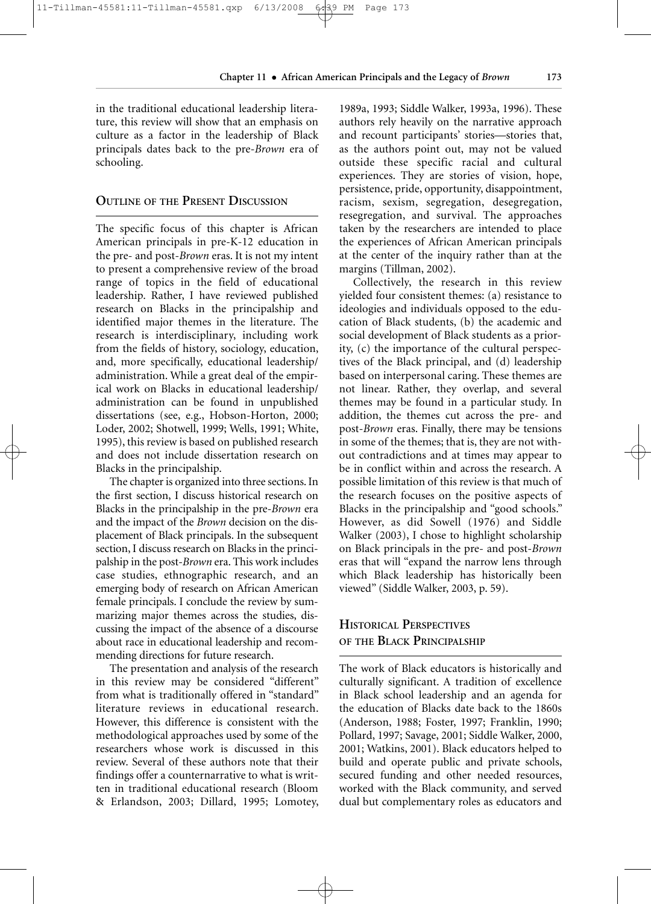in the traditional educational leadership literature, this review will show that an emphasis on culture as a factor in the leadership of Black principals dates back to the pre-*Brown* era of schooling.

## Outline of the Present Discussion

The specific focus of this chapter is African American principals in pre-K-12 education in the pre- and post-*Brown* eras. It is not my intent to present a comprehensive review of the broad range of topics in the field of educational leadership. Rather, I have reviewed published research on Blacks in the principalship and identified major themes in the literature. The research is interdisciplinary, including work from the fields of history, sociology, education, and, more specifically, educational leadership/administration. While a great deal of the empirical work on Blacks in educational leadership/administration can be found in unpublished dissertations (see, e.g., Hobson-Horton, 2000; Loder, 2002; Shotwell, 1999; Wells, 1991; White, 1995), this review is based on published research and does not include dissertation research on Blacks in the principalship.

The chapter is organized into three sections. In the first section, I discuss historical research on Blacks in the principalship in the pre-*Brown* era and the impact of the *Brown* decision on the displacement of Black principals. In the subsequent section, I discuss research on Blacks in the principalship in the post-*Brown* era. This work includes case studies, ethnographic research, and an emerging body of research on African American female principals. I conclude the review by summarizing major themes across the studies, discussing the impact of the absence of a discourse about race in educational leadership and recommending directions for future research.

The presentation and analysis of the research in this review may be considered "different" from what is traditionally offered in "standard" literature reviews in educational research. However, this difference is consistent with the methodological approaches used by some of the researchers whose work is discussed in this review. Several of these authors note that their findings offer a counternarrative to what is written in traditional educational research (Bloom & Erlandson, 2003; Dillard, 1995; Lomotey, 1989a, 1993; Siddle Walker, 1993a, 1996). These authors rely heavily on the narrative approach and recount participants' stories—stories that, as the authors point out, may not be valued outside these specific racial and cultural experiences. They are stories of vision, hope, persistence, pride, opportunity, disappointment, racism, sexism, segregation, desegregation, resegregation, and survival. The approaches taken by the researchers are intended to place the experiences of African American principals at the center of the inquiry rather than at the margins (Tillman, 2002).

Collectively, the research in this review yielded four consistent themes: (a) resistance to ideologies and individuals opposed to the education of Black students, (b) the academic and social development of Black students as a priority, (c) the importance of the cultural perspectives of the Black principal, and (d) leadership based on interpersonal caring. These themes are not linear. Rather, they overlap, and several themes may be found in a particular study. In addition, the themes cut across the pre- and post-*Brown* eras. Finally, there may be tensions in some of the themes; that is, they are not without contradictions and at times may appear to be in conflict within and across the research. A possible limitation of this review is that much of the research focuses on the positive aspects of Blacks in the principalship and "good schools." However, as did Sowell (1976) and Siddle Walker (2003), I chose to highlight scholarship on Black principals in the pre- and post-*Brown* eras that will "expand the narrow lens through which Black leadership has historically been viewed" (Siddle Walker, 2003, p. 59).

## Historical Perspectives of the Black Principalship

The work of Black educators is historically and culturally significant. A tradition of excellence in Black school leadership and an agenda for the education of Blacks date back to the 1860s (Anderson, 1988; Foster, 1997; Franklin, 1990; Pollard, 1997; Savage, 2001; Siddle Walker, 2000, 2001; Watkins, 2001). Black educators helped to build and operate public and private schools, secured funding and other needed resources, worked with the Black community, and served dual but complementary roles as educators and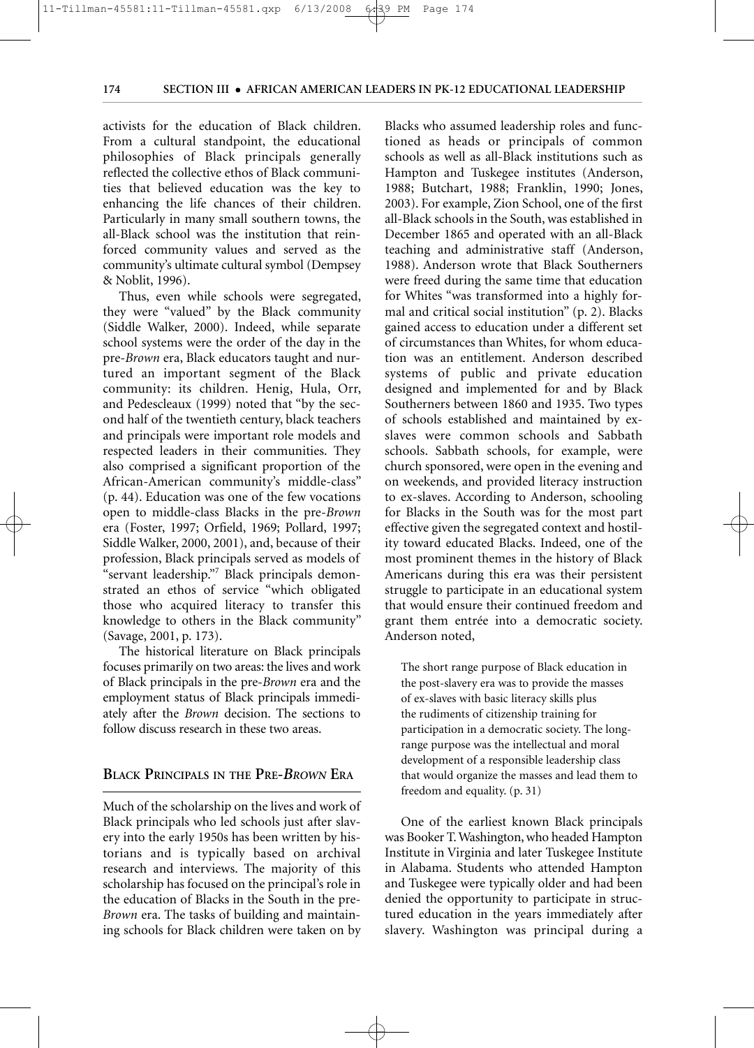activists for the education of Black children. From a cultural standpoint, the educational philosophies of Black principals generally reflected the collective ethos of Black communities that believed education was the key to enhancing the life chances of their children. Particularly in many small southern towns, the all-Black school was the institution that reinforced community values and served as the community's ultimate cultural symbol (Dempsey & Noblit, 1996).

Thus, even while schools were segregated, they were "valued" by the Black community (Siddle Walker, 2000). Indeed, while separate school systems were the order of the day in the pre-*Brown* era, Black educators taught and nurtured an important segment of the Black community: its children. Henig, Hula, Orr, and Pedescleaux (1999) noted that "by the second half of the twentieth century, black teachers and principals were important role models and respected leaders in their communities. They also comprised a significant proportion of the African-American community's middle-class" (p. 44). Education was one of the few vocations open to middle-class Blacks in the pre-*Brown* era (Foster, 1997; Orfield, 1969; Pollard, 1997; Siddle Walker, 2000, 2001), and, because of their profession, Black principals served as models of "servant leadership."[7] Black principals demonstrated an ethos of service "which obligated those who acquired literacy to transfer this knowledge to others in the Black community" (Savage, 2001, p. 173).

The historical literature on Black principals focuses primarily on two areas: the lives and work of Black principals in the pre-*Brown* era and the employment status of Black principals immediately after the *Brown* decision. The sections to follow discuss research in these two areas.

## Black Principals in the Pre-*Brown* Era

Much of the scholarship on the lives and work of Black principals who led schools just after slavery into the early 1950s has been written by historians and is typically based on archival research and interviews. The majority of this scholarship has focused on the principal's role in the education of Blacks in the South in the pre-*Brown* era. The tasks of building and maintaining schools for Black children were taken on by Blacks who assumed leadership roles and functioned as heads or principals of common schools as well as all-Black institutions such as Hampton and Tuskegee institutes (Anderson, 1988; Butchart, 1988; Franklin, 1990; Jones, 2003). For example, Zion School, one of the first all-Black schools in the South, was established in December 1865 and operated with an all-Black teaching and administrative staff (Anderson, 1988). Anderson wrote that Black Southerners were freed during the same time that education for Whites "was transformed into a highly formal and critical social institution" (p. 2). Blacks gained access to education under a different set of circumstances than Whites, for whom education was an entitlement. Anderson described systems of public and private education designed and implemented for and by Black Southerners between 1860 and 1935. Two types of schools established and maintained by ex-slaves were common schools and Sabbath schools. Sabbath schools, for example, were church sponsored, were open in the evening and on weekends, and provided literacy instruction to ex-slaves. According to Anderson, schooling for Blacks in the South was for the most part effective given the segregated context and hostility toward educated Blacks. Indeed, one of the most prominent themes in the history of Black Americans during this era was their persistent struggle to participate in an educational system that would ensure their continued freedom and grant them entrée into a democratic society. Anderson noted,

> The short range purpose of Black education in the post-slavery era was to provide the masses of ex-slaves with basic literacy skills plus the rudiments of citizenship training for participation in a democratic society. The long-range purpose was the intellectual and moral development of a responsible leadership class that would organize the masses and lead them to freedom and equality. (p. 31)

One of the earliest known Black principals was Booker T. Washington, who headed Hampton Institute in Virginia and later Tuskegee Institute in Alabama. Students who attended Hampton and Tuskegee were typically older and had been denied the opportunity to participate in structured education in the years immediately after slavery. Washington was principal during a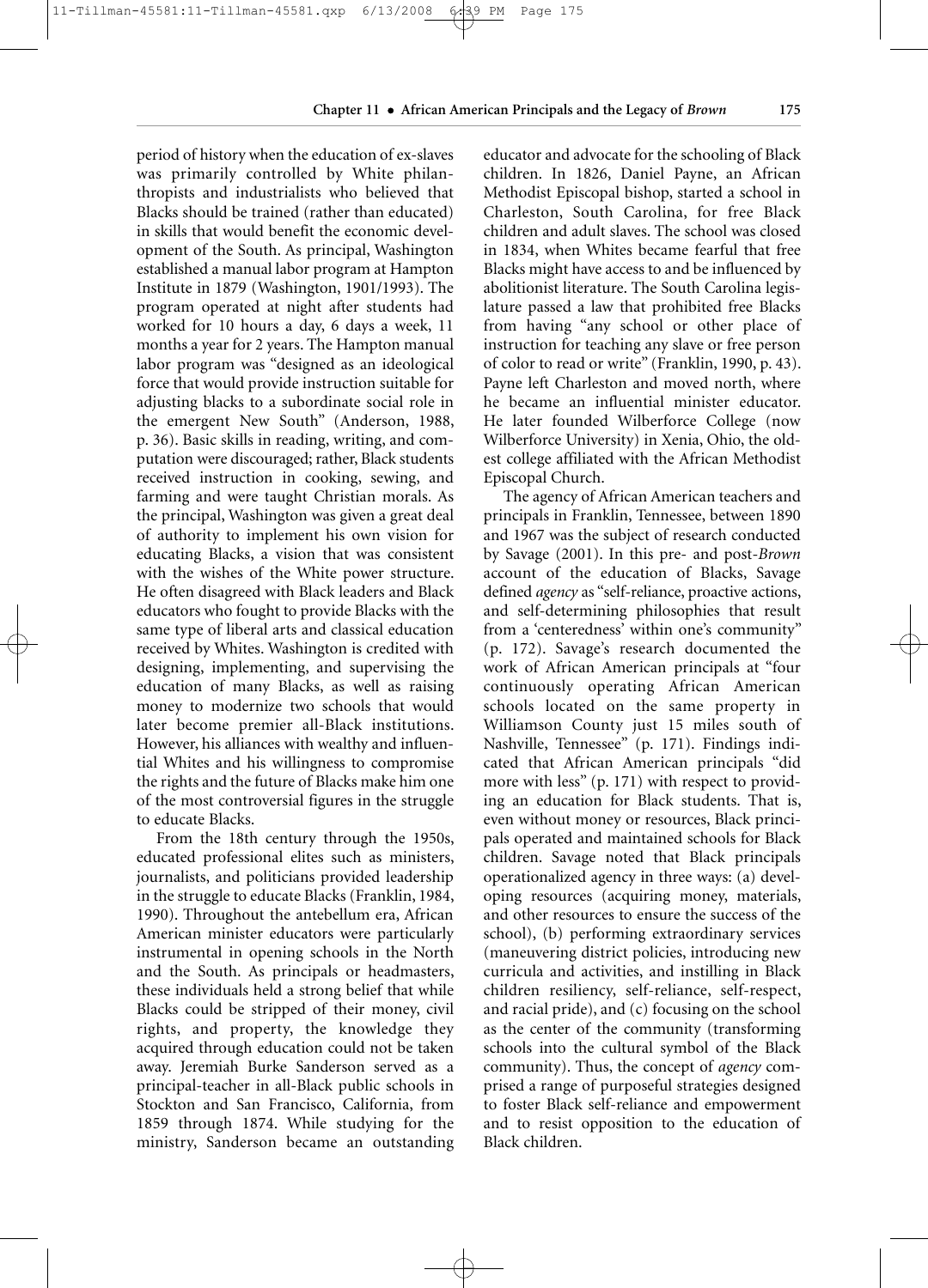period of history when the education of ex-slaves was primarily controlled by White philanthropists and industrialists who believed that Blacks should be trained (rather than educated) in skills that would benefit the economic development of the South. As principal, Washington established a manual labor program at Hampton Institute in 1879 (Washington, 1901/1993). The program operated at night after students had worked for 10 hours a day, 6 days a week, 11 months a year for 2 years. The Hampton manual labor program was "designed as an ideological force that would provide instruction suitable for adjusting blacks to a subordinate social role in the emergent New South" (Anderson, 1988, p. 36). Basic skills in reading, writing, and computation were discouraged; rather, Black students received instruction in cooking, sewing, and farming and were taught Christian morals. As the principal, Washington was given a great deal of authority to implement his own vision for educating Blacks, a vision that was consistent with the wishes of the White power structure. He often disagreed with Black leaders and Black educators who fought to provide Blacks with the same type of liberal arts and classical education received by Whites. Washington is credited with designing, implementing, and supervising the education of many Blacks, as well as raising money to modernize two schools that would later become premier all-Black institutions. However, his alliances with wealthy and influential Whites and his willingness to compromise the rights and the future of Blacks make him one of the most controversial figures in the struggle to educate Blacks.

From the 18th century through the 1950s, educated professional elites such as ministers, journalists, and politicians provided leadership in the struggle to educate Blacks (Franklin, 1984, 1990). Throughout the antebellum era, African American minister educators were particularly instrumental in opening schools in the North and the South. As principals or headmasters, these individuals held a strong belief that while Blacks could be stripped of their money, civil rights, and property, the knowledge they acquired through education could not be taken away. Jeremiah Burke Sanderson served as a principal-teacher in all-Black public schools in Stockton and San Francisco, California, from 1859 through 1874. While studying for the ministry, Sanderson became an outstanding educator and advocate for the schooling of Black children. In 1826, Daniel Payne, an African Methodist Episcopal bishop, started a school in Charleston, South Carolina, for free Black children and adult slaves. The school was closed in 1834, when Whites became fearful that free Blacks might have access to and be influenced by abolitionist literature. The South Carolina legislature passed a law that prohibited free Blacks from having "any school or other place of instruction for teaching any slave or free person of color to read or write" (Franklin, 1990, p. 43). Payne left Charleston and moved north, where he became an influential minister educator. He later founded Wilberforce College (now Wilberforce University) in Xenia, Ohio, the oldest college affiliated with the African Methodist Episcopal Church.

The agency of African American teachers and principals in Franklin, Tennessee, between 1890 and 1967 was the subject of research conducted by Savage (2001). In this pre- and post-*Brown* account of the education of Blacks, Savage defined *agency* as "self-reliance, proactive actions, and self-determining philosophies that result from a 'centeredness' within one's community" (p. 172). Savage's research documented the work of African American principals at "four continuously operating African American schools located on the same property in Williamson County just 15 miles south of Nashville, Tennessee" (p. 171). Findings indicated that African American principals "did more with less" (p. 171) with respect to providing an education for Black students. That is, even without money or resources, Black principals operated and maintained schools for Black children. Savage noted that Black principals operationalized agency in three ways: (a) developing resources (acquiring money, materials, and other resources to ensure the success of the school), (b) performing extraordinary services (maneuvering district policies, introducing new curricula and activities, and instilling in Black children resiliency, self-reliance, self-respect, and racial pride), and (c) focusing on the school as the center of the community (transforming schools into the cultural symbol of the Black community). Thus, the concept of *agency* comprised a range of purposeful strategies designed to foster Black self-reliance and empowerment and to resist opposition to the education of Black children.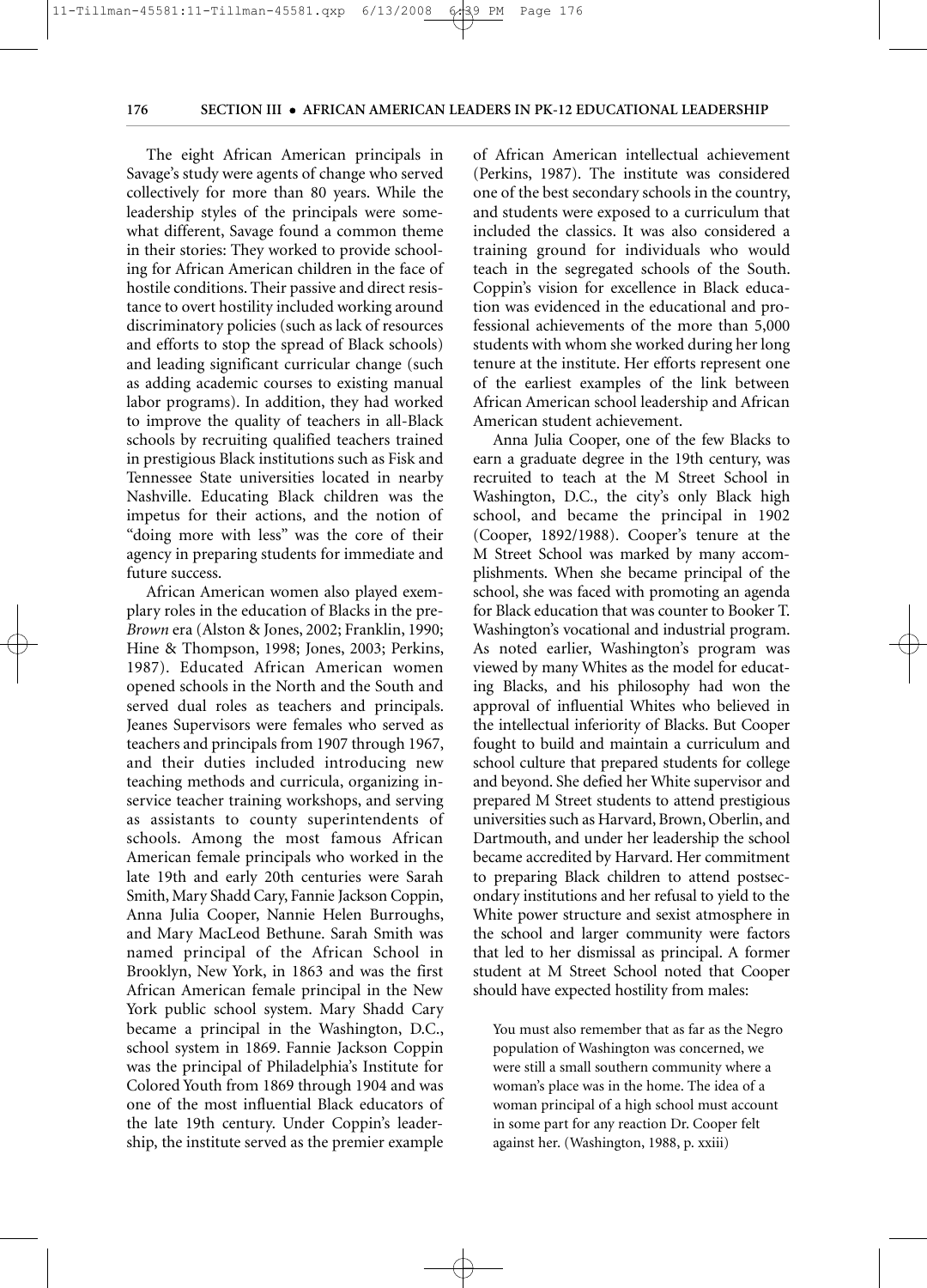The eight African American principals in Savage's study were agents of change who served collectively for more than 80 years. While the leadership styles of the principals were somewhat different, Savage found a common theme in their stories: They worked to provide schooling for African American children in the face of hostile conditions. Their passive and direct resistance to overt hostility included working around discriminatory policies (such as lack of resources and efforts to stop the spread of Black schools) and leading significant curricular change (such as adding academic courses to existing manual labor programs). In addition, they had worked to improve the quality of teachers in all-Black schools by recruiting qualified teachers trained in prestigious Black institutions such as Fisk and Tennessee State universities located in nearby Nashville. Educating Black children was the impetus for their actions, and the notion of "doing more with less" was the core of their agency in preparing students for immediate and future success.

African American women also played exemplary roles in the education of Blacks in the pre-*Brown* era (Alston & Jones, 2002; Franklin, 1990; Hine & Thompson, 1998; Jones, 2003; Perkins, 1987). Educated African American women opened schools in the North and the South and served dual roles as teachers and principals. Jeanes Supervisors were females who served as teachers and principals from 1907 through 1967, and their duties included introducing new teaching methods and curricula, organizing in-service teacher training workshops, and serving as assistants to county superintendents of schools. Among the most famous African American female principals who worked in the late 19th and early 20th centuries were Sarah Smith, Mary Shadd Cary, Fannie Jackson Coppin, Anna Julia Cooper, Nannie Helen Burroughs, and Mary MacLeod Bethune. Sarah Smith was named principal of the African School in Brooklyn, New York, in 1863 and was the first African American female principal in the New York public school system. Mary Shadd Cary became a principal in the Washington, D.C., school system in 1869. Fannie Jackson Coppin was the principal of Philadelphia's Institute for Colored Youth from 1869 through 1904 and was one of the most influential Black educators of the late 19th century. Under Coppin's leadership, the institute served as the premier example of African American intellectual achievement (Perkins, 1987). The institute was considered one of the best secondary schools in the country, and students were exposed to a curriculum that included the classics. It was also considered a training ground for individuals who would teach in the segregated schools of the South. Coppin's vision for excellence in Black education was evidenced in the educational and professional achievements of the more than 5,000 students with whom she worked during her long tenure at the institute. Her efforts represent one of the earliest examples of the link between African American school leadership and African American student achievement.

Anna Julia Cooper, one of the few Blacks to earn a graduate degree in the 19th century, was recruited to teach at the M Street School in Washington, D.C., the city's only Black high school, and became the principal in 1902 (Cooper, 1892/1988). Cooper's tenure at the M Street School was marked by many accomplishments. When she became principal of the school, she was faced with promoting an agenda for Black education that was counter to Booker T. Washington's vocational and industrial program. As noted earlier, Washington's program was viewed by many Whites as the model for educating Blacks, and his philosophy had won the approval of influential Whites who believed in the intellectual inferiority of Blacks. But Cooper fought to build and maintain a curriculum and school culture that prepared students for college and beyond. She defied her White supervisor and prepared M Street students to attend prestigious universities such as Harvard, Brown, Oberlin, and Dartmouth, and under her leadership the school became accredited by Harvard. Her commitment to preparing Black children to attend postsecondary institutions and her refusal to yield to the White power structure and sexist atmosphere in the school and larger community were factors that led to her dismissal as principal. A former student at M Street School noted that Cooper should have expected hostility from males:

> You must also remember that as far as the Negro population of Washington was concerned, we were still a small southern community where a woman's place was in the home. The idea of a woman principal of a high school must account in some part for any reaction Dr. Cooper felt against her. (Washington, 1988, p. xxiii)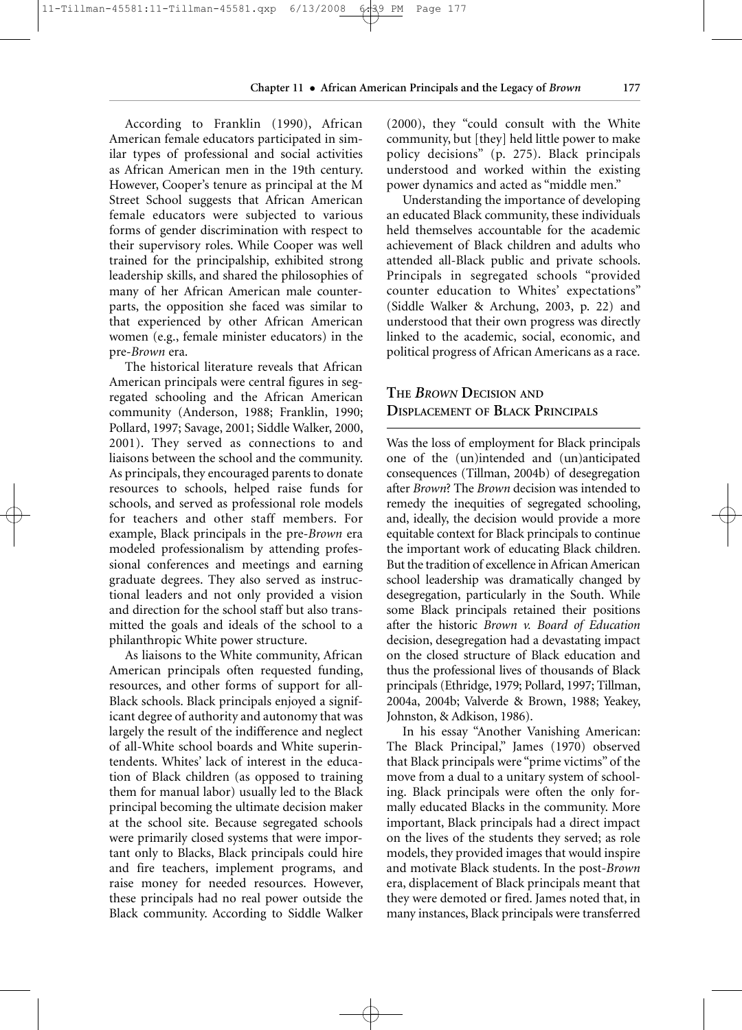According to Franklin (1990), African American female educators participated in similar types of professional and social activities as African American men in the 19th century. However, Cooper's tenure as principal at the M Street School suggests that African American female educators were subjected to various forms of gender discrimination with respect to their supervisory roles. While Cooper was well trained for the principalship, exhibited strong leadership skills, and shared the philosophies of many of her African American male counterparts, the opposition she faced was similar to that experienced by other African American women (e.g., female minister educators) in the pre-*Brown* era.

The historical literature reveals that African American principals were central figures in segregated schooling and the African American community (Anderson, 1988; Franklin, 1990; Pollard, 1997; Savage, 2001; Siddle Walker, 2000, 2001). They served as connections to and liaisons between the school and the community. As principals, they encouraged parents to donate resources to schools, helped raise funds for schools, and served as professional role models for teachers and other staff members. For example, Black principals in the pre-*Brown* era modeled professionalism by attending professional conferences and meetings and earning graduate degrees. They also served as instructional leaders and not only provided a vision and direction for the school staff but also transmitted the goals and ideals of the school to a philanthropic White power structure.

As liaisons to the White community, African American principals often requested funding, resources, and other forms of support for all-Black schools. Black principals enjoyed a significant degree of authority and autonomy that was largely the result of the indifference and neglect of all-White school boards and White superintendents. Whites' lack of interest in the education of Black children (as opposed to training them for manual labor) usually led to the Black principal becoming the ultimate decision maker at the school site. Because segregated schools were primarily closed systems that were important only to Blacks, Black principals could hire and fire teachers, implement programs, and raise money for needed resources. However, these principals had no real power outside the Black community. According to Siddle Walker (2000), they "could consult with the White community, but [they] held little power to make policy decisions" (p. 275). Black principals understood and worked within the existing power dynamics and acted as "middle men."

Understanding the importance of developing an educated Black community, these individuals held themselves accountable for the academic achievement of Black children and adults who attended all-Black public and private schools. Principals in segregated schools "provided counter education to Whites' expectations" (Siddle Walker & Archung, 2003, p. 22) and understood that their own progress was directly linked to the academic, social, economic, and political progress of African Americans as a race.

## The *Brown* Decision and Displacement of Black Principals

Was the loss of employment for Black principals one of the (un)intended and (un)anticipated consequences (Tillman, 2004b) of desegregation after *Brown*? The *Brown* decision was intended to remedy the inequities of segregated schooling, and, ideally, the decision would provide a more equitable context for Black principals to continue the important work of educating Black children. But the tradition of excellence in African American school leadership was dramatically changed by desegregation, particularly in the South. While some Black principals retained their positions after the historic *Brown v. Board of Education* decision, desegregation had a devastating impact on the closed structure of Black education and thus the professional lives of thousands of Black principals (Ethridge, 1979; Pollard, 1997; Tillman, 2004a, 2004b; Valverde & Brown, 1988; Yeakey, Johnston, & Adkison, 1986).

In his essay "Another Vanishing American: The Black Principal," James (1970) observed that Black principals were "prime victims" of the move from a dual to a unitary system of schooling. Black principals were often the only formally educated Blacks in the community. More important, Black principals had a direct impact on the lives of the students they served; as role models, they provided images that would inspire and motivate Black students. In the post-*Brown* era, displacement of Black principals meant that they were demoted or fired. James noted that, in many instances, Black principals were transferred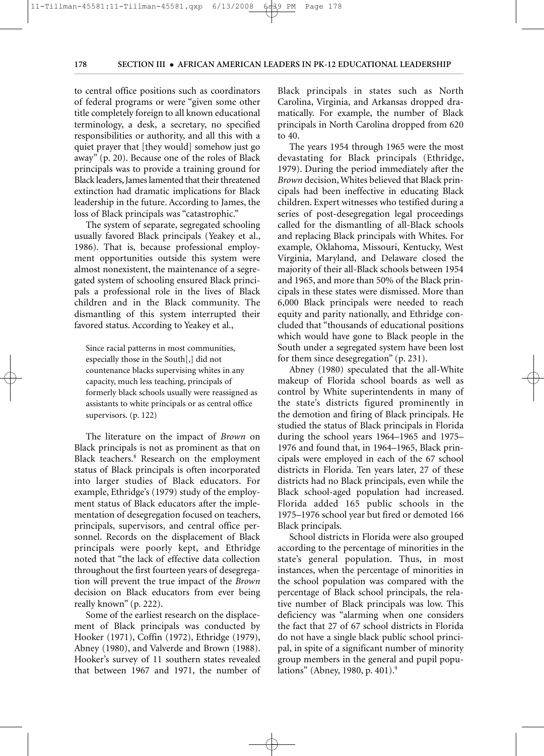to central office positions such as coordinators of federal programs or were "given some other title completely foreign to all known educational terminology, a desk, a secretary, no specified responsibilities or authority, and all this with a quiet prayer that [they would] somehow just go away" (p. 20). Because one of the roles of Black principals was to provide a training ground for Black leaders, James lamented that their threatened extinction had dramatic implications for Black leadership in the future. According to James, the loss of Black principals was "catastrophic."

The system of separate, segregated schooling usually favored Black principals (Yeakey et al., 1986). That is, because professional employment opportunities outside this system were almost nonexistent, the maintenance of a segregated system of schooling ensured Black principals a professional role in the lives of Black children and in the Black community. The dismantling of this system interrupted their favored status. According to Yeakey et al.,

> Since racial patterns in most communities, especially those in the South[,] did not countenance blacks supervising whites in any capacity, much less teaching, principals of formerly black schools usually were reassigned as assistants to white principals or as central office supervisors. (p. 122)

The literature on the impact of *Brown* on Black principals is not as prominent as that on Black teachers.[8] Research on the employment status of Black principals is often incorporated into larger studies of Black educators. For example, Ethridge's (1979) study of the employment status of Black educators after the implementation of desegregation focused on teachers, principals, supervisors, and central office personnel. Records on the displacement of Black principals were poorly kept, and Ethridge noted that "the lack of effective data collection throughout the first fourteen years of desegregation will prevent the true impact of the *Brown* decision on Black educators from ever being really known" (p. 222).

Some of the earliest research on the displacement of Black principals was conducted by Hooker (1971), Coffin (1972), Ethridge (1979), Abney (1980), and Valverde and Brown (1988). Hooker's survey of 11 southern states revealed that between 1967 and 1971, the number of Black principals in states such as North Carolina, Virginia, and Arkansas dropped dramatically. For example, the number of Black principals in North Carolina dropped from 620 to 40.

The years 1954 through 1965 were the most devastating for Black principals (Ethridge, 1979). During the period immediately after the *Brown* decision, Whites believed that Black principals had been ineffective in educating Black children. Expert witnesses who testified during a series of post-desegregation legal proceedings called for the dismantling of all-Black schools and replacing Black principals with Whites. For example, Oklahoma, Missouri, Kentucky, West Virginia, Maryland, and Delaware closed the majority of their all-Black schools between 1954 and 1965, and more than 50% of the Black principals in these states were dismissed. More than 6,000 Black principals were needed to reach equity and parity nationally, and Ethridge concluded that "thousands of educational positions which would have gone to Black people in the South under a segregated system have been lost for them since desegregation" (p. 231).

Abney (1980) speculated that the all-White makeup of Florida school boards as well as control by White superintendents in many of the state's districts figured prominently in the demotion and firing of Black principals. He studied the status of Black principals in Florida during the school years 1964–1965 and 1975–1976 and found that, in 1964–1965, Black principals were employed in each of the 67 school districts in Florida. Ten years later, 27 of these districts had no Black principals, even while the Black school-aged population had increased. Florida added 165 public schools in the 1975–1976 school year but fired or demoted 166 Black principals.

School districts in Florida were also grouped according to the percentage of minorities in the state's general population. Thus, in most instances, when the percentage of minorities in the school population was compared with the percentage of Black school principals, the relative number of Black principals was low. This deficiency was "alarming when one considers the fact that 27 of 67 school districts in Florida do not have a single black public school principal, in spite of a significant number of minority group members in the general and pupil populations" (Abney, 1980, p. 401).[9]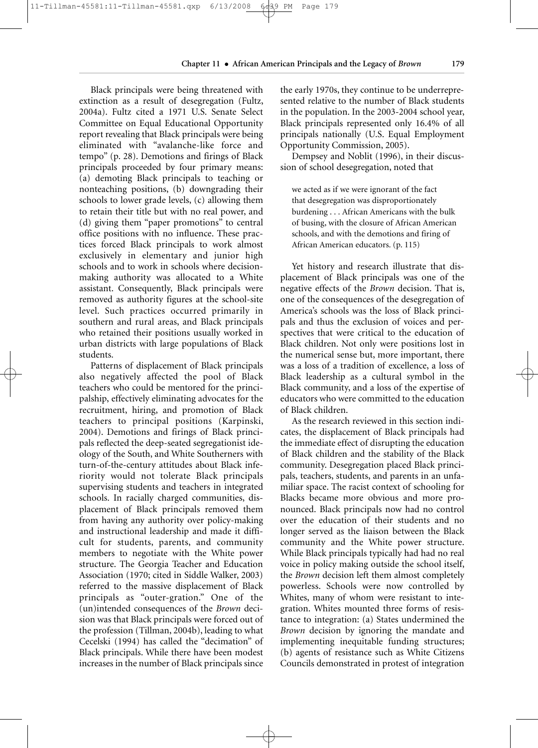Black principals were being threatened with extinction as a result of desegregation (Fultz, 2004a). Fultz cited a 1971 U.S. Senate Select Committee on Equal Educational Opportunity report revealing that Black principals were being eliminated with "avalanche-like force and tempo" (p. 28). Demotions and firings of Black principals proceeded by four primary means: (a) demoting Black principals to teaching or nonteaching positions, (b) downgrading their schools to lower grade levels, (c) allowing them to retain their title but with no real power, and (d) giving them "paper promotions" to central office positions with no influence. These practices forced Black principals to work almost exclusively in elementary and junior high schools and to work in schools where decision-making authority was allocated to a White assistant. Consequently, Black principals were removed as authority figures at the school-site level. Such practices occurred primarily in southern and rural areas, and Black principals who retained their positions usually worked in urban districts with large populations of Black students.

Patterns of displacement of Black principals also negatively affected the pool of Black teachers who could be mentored for the principalship, effectively eliminating advocates for the recruitment, hiring, and promotion of Black teachers to principal positions (Karpinski, 2004). Demotions and firings of Black principals reflected the deep-seated segregationist ideology of the South, and White Southerners with turn-of-the-century attitudes about Black inferiority would not tolerate Black principals supervising students and teachers in integrated schools. In racially charged communities, displacement of Black principals removed them from having any authority over policy-making and instructional leadership and made it difficult for students, parents, and community members to negotiate with the White power structure. The Georgia Teacher and Education Association (1970; cited in Siddle Walker, 2003) referred to the massive displacement of Black principals as "outer-gration." One of the (un)intended consequences of the *Brown* decision was that Black principals were forced out of the profession (Tillman, 2004b), leading to what Cecelski (1994) has called the "decimation" of Black principals. While there have been modest increases in the number of Black principals since the early 1970s, they continue to be underrepresented relative to the number of Black students in the population. In the 2003-2004 school year, Black principals represented only 16.4% of all principals nationally (U.S. Equal Employment Opportunity Commission, 2005).

Dempsey and Noblit (1996), in their discussion of school desegregation, noted that

> we acted as if we were ignorant of the fact that desegregation was disproportionately burdening . . . African Americans with the bulk of busing, with the closure of African American schools, and with the demotions and firing of African American educators. (p. 115)

Yet history and research illustrate that displacement of Black principals was one of the negative effects of the *Brown* decision. That is, one of the consequences of the desegregation of America's schools was the loss of Black principals and thus the exclusion of voices and perspectives that were critical to the education of Black children. Not only were positions lost in the numerical sense but, more important, there was a loss of a tradition of excellence, a loss of Black leadership as a cultural symbol in the Black community, and a loss of the expertise of educators who were committed to the education of Black children.

As the research reviewed in this section indicates, the displacement of Black principals had the immediate effect of disrupting the education of Black children and the stability of the Black community. Desegregation placed Black principals, teachers, students, and parents in an unfamiliar space. The racist context of schooling for Blacks became more obvious and more pronounced. Black principals now had no control over the education of their students and no longer served as the liaison between the Black community and the White power structure. While Black principals typically had had no real voice in policy making outside the school itself, the *Brown* decision left them almost completely powerless. Schools were now controlled by Whites, many of whom were resistant to integration. Whites mounted three forms of resistance to integration: (a) States undermined the *Brown* decision by ignoring the mandate and implementing inequitable funding structures; (b) agents of resistance such as White Citizens Councils demonstrated in protest of integration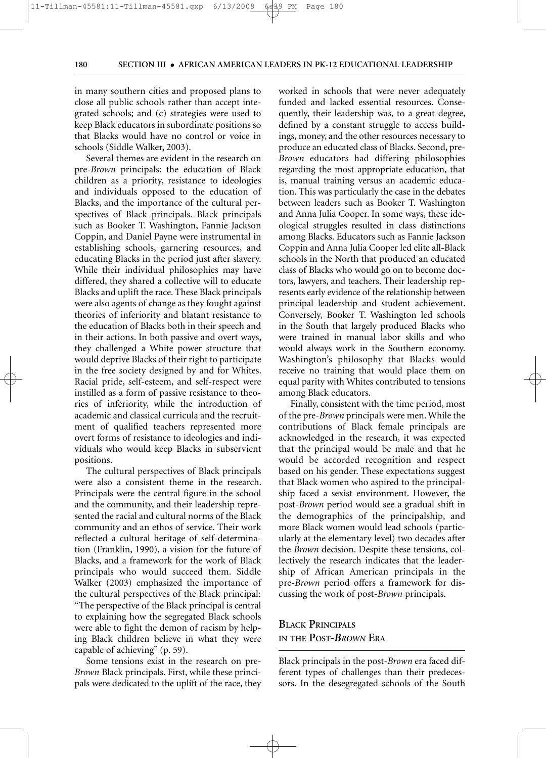in many southern cities and proposed plans to close all public schools rather than accept integrated schools; and (c) strategies were used to keep Black educators in subordinate positions so that Blacks would have no control or voice in schools (Siddle Walker, 2003).

Several themes are evident in the research on pre-*Brown* principals: the education of Black children as a priority, resistance to ideologies and individuals opposed to the education of Blacks, and the importance of the cultural perspectives of Black principals. Black principals such as Booker T. Washington, Fannie Jackson Coppin, and Daniel Payne were instrumental in establishing schools, garnering resources, and educating Blacks in the period just after slavery. While their individual philosophies may have differed, they shared a collective will to educate Blacks and uplift the race. These Black principals were also agents of change as they fought against theories of inferiority and blatant resistance to the education of Blacks both in their speech and in their actions. In both passive and overt ways, they challenged a White power structure that would deprive Blacks of their right to participate in the free society designed by and for Whites. Racial pride, self-esteem, and self-respect were instilled as a form of passive resistance to theories of inferiority, while the introduction of academic and classical curricula and the recruitment of qualified teachers represented more overt forms of resistance to ideologies and individuals who would keep Blacks in subservient positions.

The cultural perspectives of Black principals were also a consistent theme in the research. Principals were the central figure in the school and the community, and their leadership represented the racial and cultural norms of the Black community and an ethos of service. Their work reflected a cultural heritage of self-determination (Franklin, 1990), a vision for the future of Blacks, and a framework for the work of Black principals who would succeed them. Siddle Walker (2003) emphasized the importance of the cultural perspectives of the Black principal: "The perspective of the Black principal is central to explaining how the segregated Black schools were able to fight the demon of racism by helping Black children believe in what they were capable of achieving" (p. 59).

Some tensions exist in the research on pre-*Brown* Black principals. First, while these principals were dedicated to the uplift of the race, they worked in schools that were never adequately funded and lacked essential resources. Consequently, their leadership was, to a great degree, defined by a constant struggle to access buildings, money, and the other resources necessary to produce an educated class of Blacks. Second, pre-*Brown* educators had differing philosophies regarding the most appropriate education, that is, manual training versus an academic education. This was particularly the case in the debates between leaders such as Booker T. Washington and Anna Julia Cooper. In some ways, these ideological struggles resulted in class distinctions among Blacks. Educators such as Fannie Jackson Coppin and Anna Julia Cooper led elite all-Black schools in the North that produced an educated class of Blacks who would go on to become doctors, lawyers, and teachers. Their leadership represents early evidence of the relationship between principal leadership and student achievement. Conversely, Booker T. Washington led schools in the South that largely produced Blacks who were trained in manual labor skills and who would always work in the Southern economy. Washington's philosophy that Blacks would receive no training that would place them on equal parity with Whites contributed to tensions among Black educators.

Finally, consistent with the time period, most of the pre-*Brown* principals were men. While the contributions of Black female principals are acknowledged in the research, it was expected that the principal would be male and that he would be accorded recognition and respect based on his gender. These expectations suggest that Black women who aspired to the principalship faced a sexist environment. However, the post-*Brown* period would see a gradual shift in the demographics of the principalship, and more Black women would lead schools (particularly at the elementary level) two decades after the *Brown* decision. Despite these tensions, collectively the research indicates that the leadership of African American principals in the pre-*Brown* period offers a framework for discussing the work of post-*Brown* principals.

## Black Principals in the Post-*Brown* Era

Black principals in the post-*Brown* era faced different types of challenges than their predecessors. In the desegregated schools of the South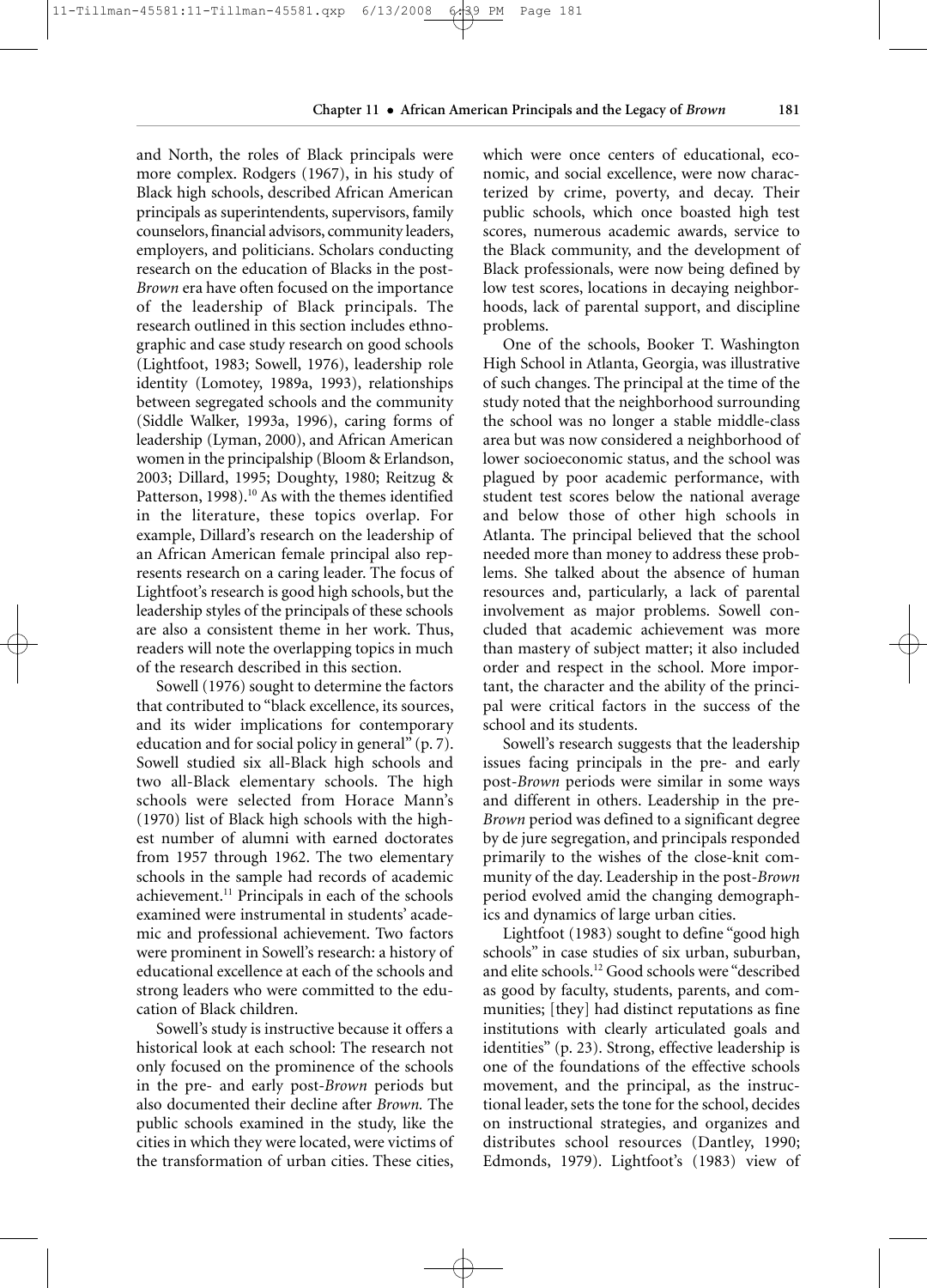and North, the roles of Black principals were more complex. Rodgers (1967), in his study of Black high schools, described African American principals as superintendents, supervisors, family counselors, financial advisors, community leaders, employers, and politicians. Scholars conducting research on the education of Blacks in the post-*Brown* era have often focused on the importance of the leadership of Black principals. The research outlined in this section includes ethnographic and case study research on good schools (Lightfoot, 1983; Sowell, 1976), leadership role identity (Lomotey, 1989a, 1993), relationships between segregated schools and the community (Siddle Walker, 1993a, 1996), caring forms of leadership (Lyman, 2000), and African American women in the principalship (Bloom & Erlandson, 2003; Dillard, 1995; Doughty, 1980; Reitzug & Patterson, 1998).[10] As with the themes identified in the literature, these topics overlap. For example, Dillard's research on the leadership of an African American female principal also represents research on a caring leader. The focus of Lightfoot's research is good high schools, but the leadership styles of the principals of these schools are also a consistent theme in her work. Thus, readers will note the overlapping topics in much of the research described in this section.

Sowell (1976) sought to determine the factors that contributed to "black excellence, its sources, and its wider implications for contemporary education and for social policy in general" (p. 7). Sowell studied six all-Black high schools and two all-Black elementary schools. The high schools were selected from Horace Mann's (1970) list of Black high schools with the highest number of alumni with earned doctorates from 1957 through 1962. The two elementary schools in the sample had records of academic achievement.[11] Principals in each of the schools examined were instrumental in students' academic and professional achievement. Two factors were prominent in Sowell's research: a history of educational excellence at each of the schools and strong leaders who were committed to the education of Black children.

Sowell's study is instructive because it offers a historical look at each school: The research not only focused on the prominence of the schools in the pre- and early post-*Brown* periods but also documented their decline after *Brown.* The public schools examined in the study, like the cities in which they were located, were victims of the transformation of urban cities. These cities, which were once centers of educational, economic, and social excellence, were now characterized by crime, poverty, and decay. Their public schools, which once boasted high test scores, numerous academic awards, service to the Black community, and the development of Black professionals, were now being defined by low test scores, locations in decaying neighborhoods, lack of parental support, and discipline problems.

One of the schools, Booker T. Washington High School in Atlanta, Georgia, was illustrative of such changes. The principal at the time of the study noted that the neighborhood surrounding the school was no longer a stable middle-class area but was now considered a neighborhood of lower socioeconomic status, and the school was plagued by poor academic performance, with student test scores below the national average and below those of other high schools in Atlanta. The principal believed that the school needed more than money to address these problems. She talked about the absence of human resources and, particularly, a lack of parental involvement as major problems. Sowell concluded that academic achievement was more than mastery of subject matter; it also included order and respect in the school. More important, the character and the ability of the principal were critical factors in the success of the school and its students.

Sowell's research suggests that the leadership issues facing principals in the pre- and early post-*Brown* periods were similar in some ways and different in others. Leadership in the pre-*Brown* period was defined to a significant degree by de jure segregation, and principals responded primarily to the wishes of the close-knit community of the day. Leadership in the post-*Brown* period evolved amid the changing demographics and dynamics of large urban cities.

Lightfoot (1983) sought to define "good high schools" in case studies of six urban, suburban, and elite schools.[12] Good schools were "described as good by faculty, students, parents, and communities; [they] had distinct reputations as fine institutions with clearly articulated goals and identities" (p. 23). Strong, effective leadership is one of the foundations of the effective schools movement, and the principal, as the instructional leader, sets the tone for the school, decides on instructional strategies, and organizes and distributes school resources (Dantley, 1990; Edmonds, 1979). Lightfoot's (1983) view of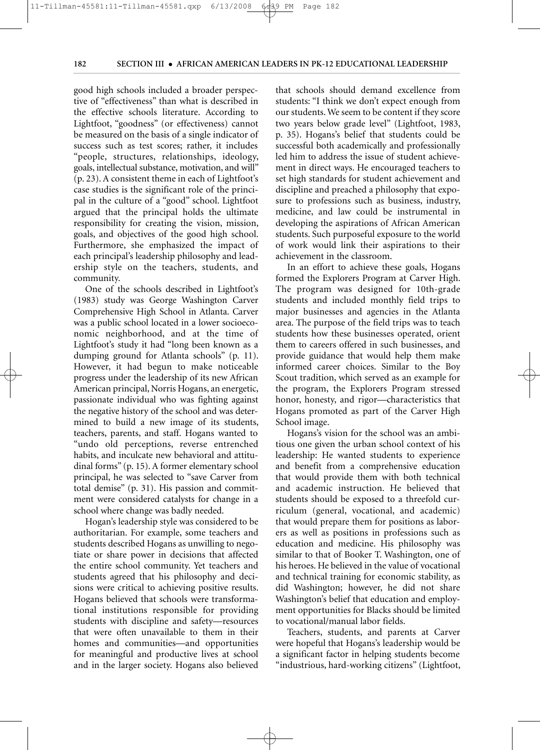good high schools included a broader perspective of "effectiveness" than what is described in the effective schools literature. According to Lightfoot, "goodness" (or effectiveness) cannot be measured on the basis of a single indicator of success such as test scores; rather, it includes "people, structures, relationships, ideology, goals, intellectual substance, motivation, and will" (p. 23). A consistent theme in each of Lightfoot's case studies is the significant role of the principal in the culture of a "good" school. Lightfoot argued that the principal holds the ultimate responsibility for creating the vision, mission, goals, and objectives of the good high school. Furthermore, she emphasized the impact of each principal's leadership philosophy and leadership style on the teachers, students, and community.

One of the schools described in Lightfoot's (1983) study was George Washington Carver Comprehensive High School in Atlanta. Carver was a public school located in a lower socioeconomic neighborhood, and at the time of Lightfoot's study it had "long been known as a dumping ground for Atlanta schools" (p. 11). However, it had begun to make noticeable progress under the leadership of its new African American principal, Norris Hogans, an energetic, passionate individual who was fighting against the negative history of the school and was determined to build a new image of its students, teachers, parents, and staff. Hogans wanted to "undo old perceptions, reverse entrenched habits, and inculcate new behavioral and attitudinal forms" (p. 15). A former elementary school principal, he was selected to "save Carver from total demise" (p. 31). His passion and commitment were considered catalysts for change in a school where change was badly needed.

Hogan's leadership style was considered to be authoritarian. For example, some teachers and students described Hogans as unwilling to negotiate or share power in decisions that affected the entire school community. Yet teachers and students agreed that his philosophy and decisions were critical to achieving positive results. Hogans believed that schools were transformational institutions responsible for providing students with discipline and safety—resources that were often unavailable to them in their homes and communities—and opportunities for meaningful and productive lives at school and in the larger society. Hogans also believed that schools should demand excellence from students: "I think we don't expect enough from our students. We seem to be content if they score two years below grade level" (Lightfoot, 1983, p. 35). Hogans's belief that students could be successful both academically and professionally led him to address the issue of student achievement in direct ways. He encouraged teachers to set high standards for student achievement and discipline and preached a philosophy that exposure to professions such as business, industry, medicine, and law could be instrumental in developing the aspirations of African American students. Such purposeful exposure to the world of work would link their aspirations to their achievement in the classroom.

In an effort to achieve these goals, Hogans formed the Explorers Program at Carver High. The program was designed for 10th-grade students and included monthly field trips to major businesses and agencies in the Atlanta area. The purpose of the field trips was to teach students how these businesses operated, orient them to careers offered in such businesses, and provide guidance that would help them make informed career choices. Similar to the Boy Scout tradition, which served as an example for the program, the Explorers Program stressed honor, honesty, and rigor—characteristics that Hogans promoted as part of the Carver High School image.

Hogans's vision for the school was an ambitious one given the urban school context of his leadership: He wanted students to experience and benefit from a comprehensive education that would provide them with both technical and academic instruction. He believed that students should be exposed to a threefold curriculum (general, vocational, and academic) that would prepare them for positions as laborers as well as positions in professions such as education and medicine. His philosophy was similar to that of Booker T. Washington, one of his heroes. He believed in the value of vocational and technical training for economic stability, as did Washington; however, he did not share Washington's belief that education and employment opportunities for Blacks should be limited to vocational/manual labor fields.

Teachers, students, and parents at Carver were hopeful that Hogans's leadership would be a significant factor in helping students become "industrious, hard-working citizens" (Lightfoot,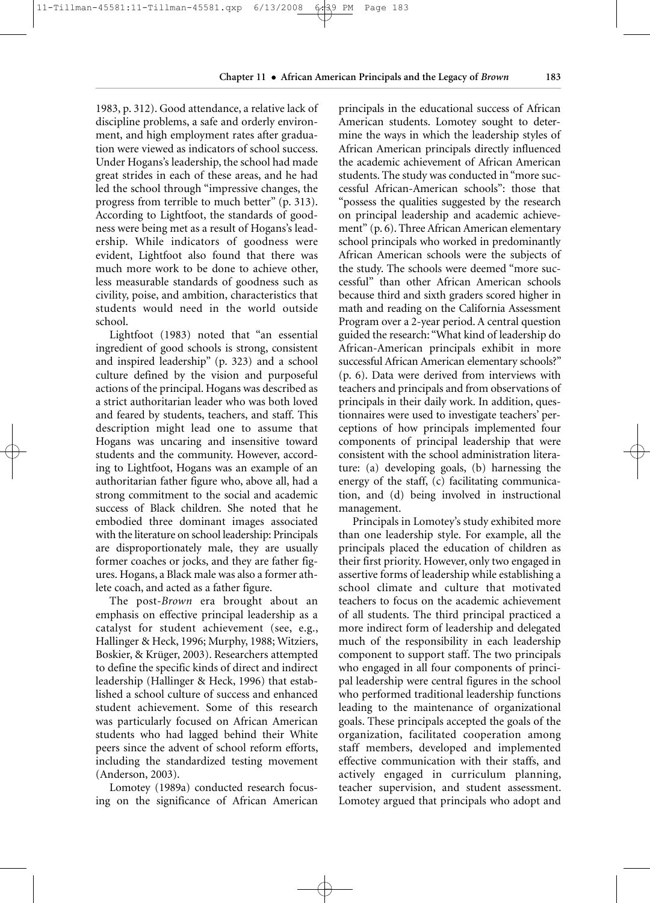1983, p. 312). Good attendance, a relative lack of discipline problems, a safe and orderly environment, and high employment rates after graduation were viewed as indicators of school success. Under Hogans's leadership, the school had made great strides in each of these areas, and he had led the school through "impressive changes, the progress from terrible to much better" (p. 313). According to Lightfoot, the standards of goodness were being met as a result of Hogans's leadership. While indicators of goodness were evident, Lightfoot also found that there was much more work to be done to achieve other, less measurable standards of goodness such as civility, poise, and ambition, characteristics that students would need in the world outside school.

Lightfoot (1983) noted that "an essential ingredient of good schools is strong, consistent and inspired leadership" (p. 323) and a school culture defined by the vision and purposeful actions of the principal. Hogans was described as a strict authoritarian leader who was both loved and feared by students, teachers, and staff. This description might lead one to assume that Hogans was uncaring and insensitive toward students and the community. However, according to Lightfoot, Hogans was an example of an authoritarian father figure who, above all, had a strong commitment to the social and academic success of Black children. She noted that he embodied three dominant images associated with the literature on school leadership: Principals are disproportionately male, they are usually former coaches or jocks, and they are father figures. Hogans, a Black male was also a former athlete coach, and acted as a father figure.

The post-*Brown* era brought about an emphasis on effective principal leadership as a catalyst for student achievement (see, e.g., Hallinger & Heck, 1996; Murphy, 1988; Witziers, Boskier, & Krüger, 2003). Researchers attempted to define the specific kinds of direct and indirect leadership (Hallinger & Heck, 1996) that established a school culture of success and enhanced student achievement. Some of this research was particularly focused on African American students who had lagged behind their White peers since the advent of school reform efforts, including the standardized testing movement (Anderson, 2003).

Lomotey (1989a) conducted research focusing on the significance of African American principals in the educational success of African American students. Lomotey sought to determine the ways in which the leadership styles of African American principals directly influenced the academic achievement of African American students. The study was conducted in "more successful African-American schools": those that "possess the qualities suggested by the research on principal leadership and academic achievement" (p. 6). Three African American elementary school principals who worked in predominantly African American schools were the subjects of the study. The schools were deemed "more successful" than other African American schools because third and sixth graders scored higher in math and reading on the California Assessment Program over a 2-year period. A central question guided the research: "What kind of leadership do African-American principals exhibit in more successful African American elementary schools?" (p. 6). Data were derived from interviews with teachers and principals and from observations of principals in their daily work. In addition, questionnaires were used to investigate teachers' perceptions of how principals implemented four components of principal leadership that were consistent with the school administration literature: (a) developing goals, (b) harnessing the energy of the staff, (c) facilitating communication, and (d) being involved in instructional management.

Principals in Lomotey's study exhibited more than one leadership style. For example, all the principals placed the education of children as their first priority. However, only two engaged in assertive forms of leadership while establishing a school climate and culture that motivated teachers to focus on the academic achievement of all students. The third principal practiced a more indirect form of leadership and delegated much of the responsibility in each leadership component to support staff. The two principals who engaged in all four components of principal leadership were central figures in the school who performed traditional leadership functions leading to the maintenance of organizational goals. These principals accepted the goals of the organization, facilitated cooperation among staff members, developed and implemented effective communication with their staffs, and actively engaged in curriculum planning, teacher supervision, and student assessment. Lomotey argued that principals who adopt and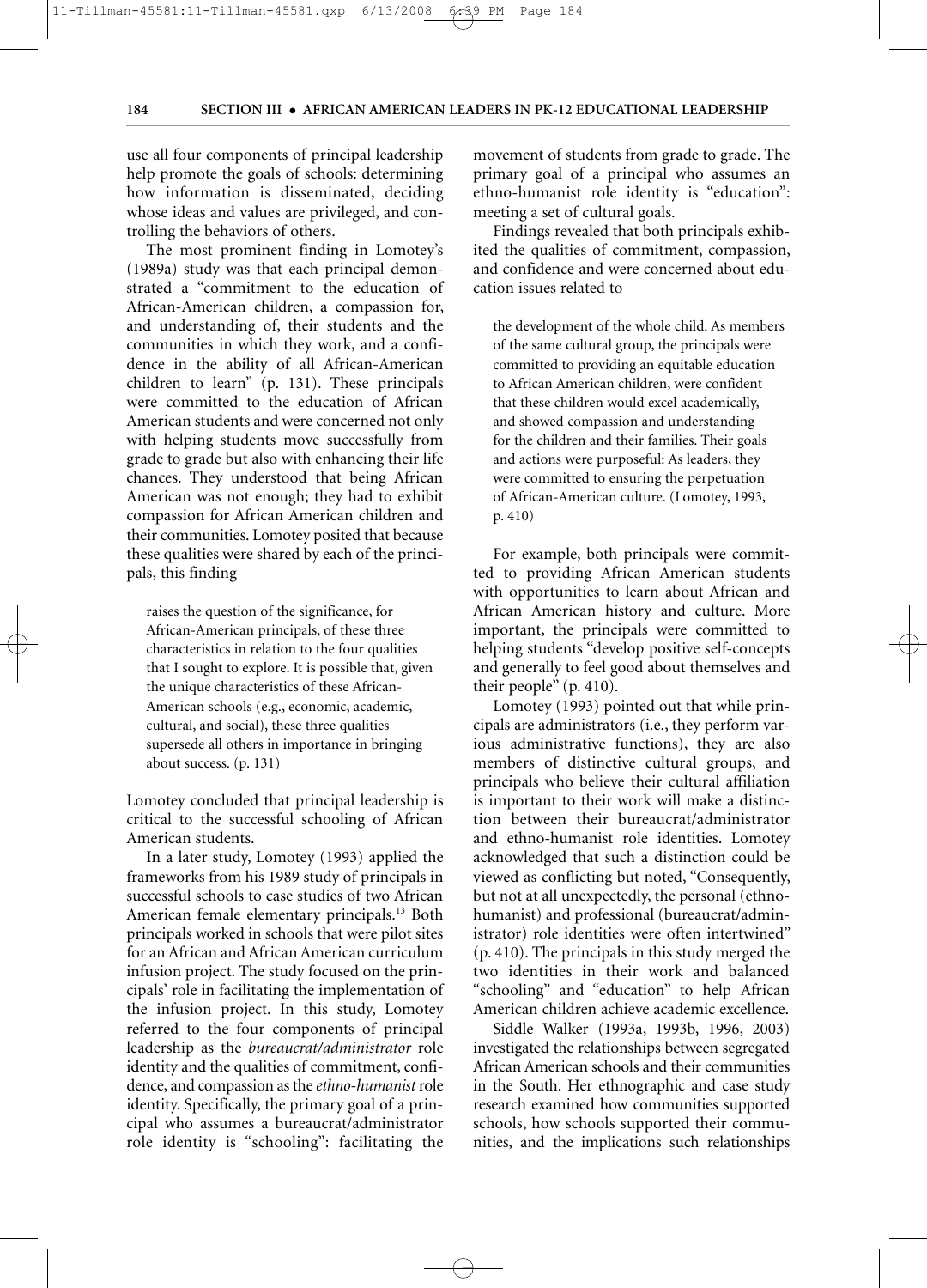use all four components of principal leadership help promote the goals of schools: determining how information is disseminated, deciding whose ideas and values are privileged, and controlling the behaviors of others.

The most prominent finding in Lomotey's (1989a) study was that each principal demonstrated a "commitment to the education of African-American children, a compassion for, and understanding of, their students and the communities in which they work, and a confidence in the ability of all African-American children to learn" (p. 131). These principals were committed to the education of African American students and were concerned not only with helping students move successfully from grade to grade but also with enhancing their life chances. They understood that being African American was not enough; they had to exhibit compassion for African American children and their communities. Lomotey posited that because these qualities were shared by each of the principals, this finding

> raises the question of the significance, for African-American principals, of these three characteristics in relation to the four qualities that I sought to explore. It is possible that, given the unique characteristics of these African-American schools (e.g., economic, academic, cultural, and social), these three qualities supersede all others in importance in bringing about success. (p. 131)

Lomotey concluded that principal leadership is critical to the successful schooling of African American students.

In a later study, Lomotey (1993) applied the frameworks from his 1989 study of principals in successful schools to case studies of two African American female elementary principals.[13] Both principals worked in schools that were pilot sites for an African and African American curriculum infusion project. The study focused on the principals' role in facilitating the implementation of the infusion project. In this study, Lomotey referred to the four components of principal leadership as the *bureaucrat/administrator* role identity and the qualities of commitment, confidence, and compassion as the *ethno-humanist* role identity. Specifically, the primary goal of a principal who assumes a bureaucrat/administrator role identity is "schooling": facilitating the movement of students from grade to grade. The primary goal of a principal who assumes an ethno-humanist role identity is "education": meeting a set of cultural goals.

Findings revealed that both principals exhibited the qualities of commitment, compassion, and confidence and were concerned about education issues related to

> the development of the whole child. As members of the same cultural group, the principals were committed to providing an equitable education to African American children, were confident that these children would excel academically, and showed compassion and understanding for the children and their families. Their goals and actions were purposeful: As leaders, they were committed to ensuring the perpetuation of African-American culture. (Lomotey, 1993, p. 410)

For example, both principals were committed to providing African American students with opportunities to learn about African and African American history and culture. More important, the principals were committed to helping students "develop positive self-concepts and generally to feel good about themselves and their people" (p. 410).

Lomotey (1993) pointed out that while principals are administrators (i.e., they perform various administrative functions), they are also members of distinctive cultural groups, and principals who believe their cultural affiliation is important to their work will make a distinction between their bureaucrat/administrator and ethno-humanist role identities. Lomotey acknowledged that such a distinction could be viewed as conflicting but noted, "Consequently, but not at all unexpectedly, the personal (ethno-humanist) and professional (bureaucrat/administrator) role identities were often intertwined" (p. 410). The principals in this study merged the two identities in their work and balanced "schooling" and "education" to help African American children achieve academic excellence.

Siddle Walker (1993a, 1993b, 1996, 2003) investigated the relationships between segregated African American schools and their communities in the South. Her ethnographic and case study research examined how communities supported schools, how schools supported their communities, and the implications such relationships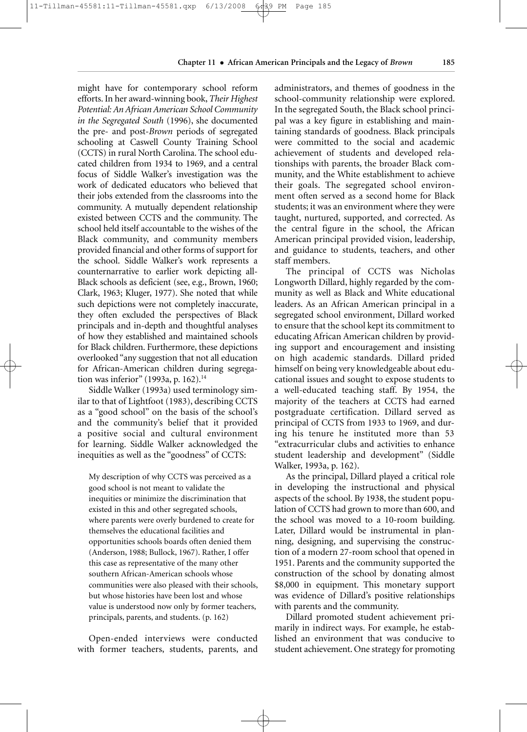might have for contemporary school reform efforts. In her award-winning book, *Their Highest Potential: An African American School Community in the Segregated South* (1996), she documented the pre- and post-*Brown* periods of segregated schooling at Caswell County Training School (CCTS) in rural North Carolina. The school educated children from 1934 to 1969, and a central focus of Siddle Walker's investigation was the work of dedicated educators who believed that their jobs extended from the classrooms into the community. A mutually dependent relationship existed between CCTS and the community. The school held itself accountable to the wishes of the Black community, and community members provided financial and other forms of support for the school. Siddle Walker's work represents a counternarrative to earlier work depicting all-Black schools as deficient (see, e.g., Brown, 1960; Clark, 1963; Kluger, 1977). She noted that while such depictions were not completely inaccurate, they often excluded the perspectives of Black principals and in-depth and thoughtful analyses of how they established and maintained schools for Black children. Furthermore, these depictions overlooked "any suggestion that not all education for African-American children during segregation was inferior" (1993a, p. 162).[14]

Siddle Walker (1993a) used terminology similar to that of Lightfoot (1983), describing CCTS as a "good school" on the basis of the school's and the community's belief that it provided a positive social and cultural environment for learning. Siddle Walker acknowledged the inequities as well as the "goodness" of CCTS:

> My description of why CCTS was perceived as a good school is not meant to validate the inequities or minimize the discrimination that existed in this and other segregated schools, where parents were overly burdened to create for themselves the educational facilities and opportunities schools boards often denied them (Anderson, 1988; Bullock, 1967). Rather, I offer this case as representative of the many other southern African-American schools whose communities were also pleased with their schools, but whose histories have been lost and whose value is understood now only by former teachers, principals, parents, and students. (p. 162)

Open-ended interviews were conducted with former teachers, students, parents, and administrators, and themes of goodness in the school-community relationship were explored. In the segregated South, the Black school principal was a key figure in establishing and maintaining standards of goodness. Black principals were committed to the social and academic achievement of students and developed relationships with parents, the broader Black community, and the White establishment to achieve their goals. The segregated school environment often served as a second home for Black students; it was an environment where they were taught, nurtured, supported, and corrected. As the central figure in the school, the African American principal provided vision, leadership, and guidance to students, teachers, and other staff members.

The principal of CCTS was Nicholas Longworth Dillard, highly regarded by the community as well as Black and White educational leaders. As an African American principal in a segregated school environment, Dillard worked to ensure that the school kept its commitment to educating African American children by providing support and encouragement and insisting on high academic standards. Dillard prided himself on being very knowledgeable about educational issues and sought to expose students to a well-educated teaching staff. By 1954, the majority of the teachers at CCTS had earned postgraduate certification. Dillard served as principal of CCTS from 1933 to 1969, and during his tenure he instituted more than 53 "extracurricular clubs and activities to enhance student leadership and development" (Siddle Walker, 1993a, p. 162).

As the principal, Dillard played a critical role in developing the instructional and physical aspects of the school. By 1938, the student population of CCTS had grown to more than 600, and the school was moved to a 10-room building. Later, Dillard would be instrumental in planning, designing, and supervising the construction of a modern 27-room school that opened in 1951. Parents and the community supported the construction of the school by donating almost $8,000 in equipment. This monetary support was evidence of Dillard's positive relationships with parents and the community.

Dillard promoted student achievement primarily in indirect ways. For example, he established an environment that was conducive to student achievement. One strategy for promoting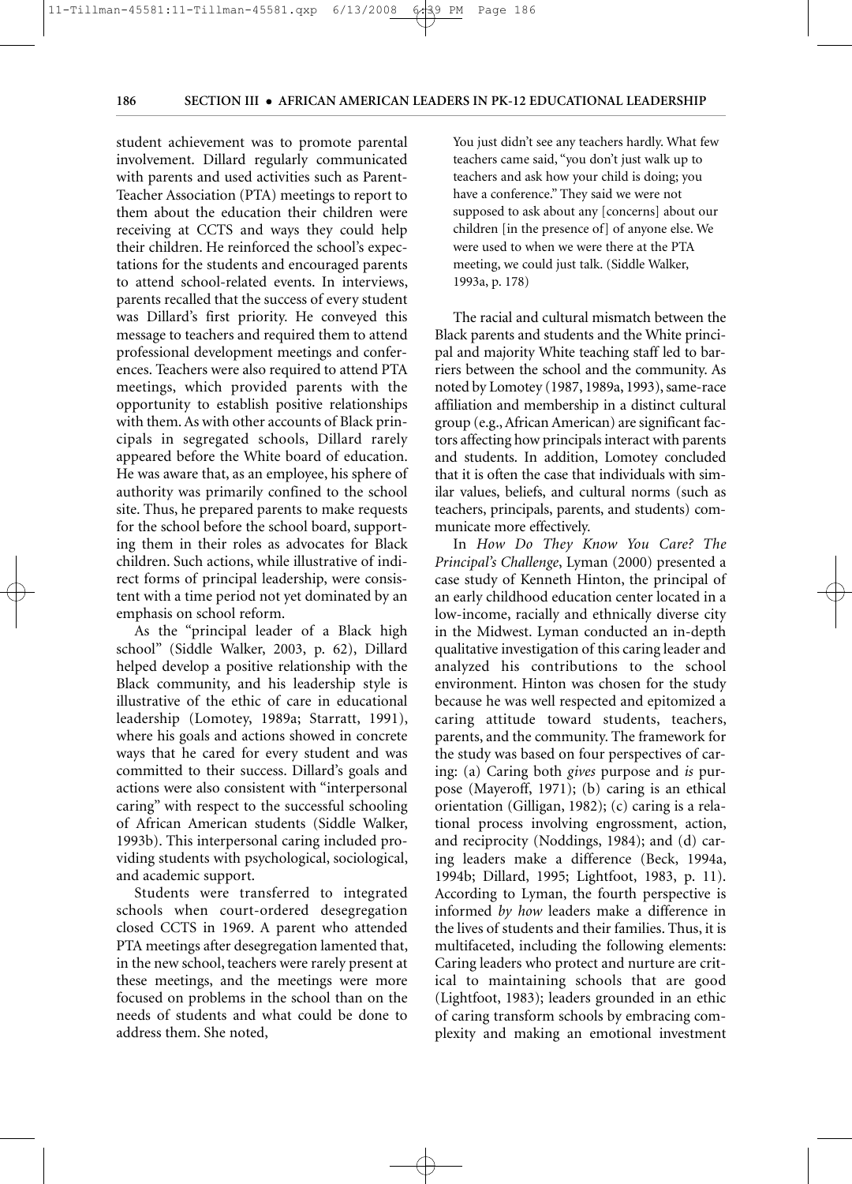student achievement was to promote parental involvement. Dillard regularly communicated with parents and used activities such as Parent-Teacher Association (PTA) meetings to report to them about the education their children were receiving at CCTS and ways they could help their children. He reinforced the school's expectations for the students and encouraged parents to attend school-related events. In interviews, parents recalled that the success of every student was Dillard's first priority. He conveyed this message to teachers and required them to attend professional development meetings and conferences. Teachers were also required to attend PTA meetings, which provided parents with the opportunity to establish positive relationships with them. As with other accounts of Black principals in segregated schools, Dillard rarely appeared before the White board of education. He was aware that, as an employee, his sphere of authority was primarily confined to the school site. Thus, he prepared parents to make requests for the school before the school board, supporting them in their roles as advocates for Black children. Such actions, while illustrative of indirect forms of principal leadership, were consistent with a time period not yet dominated by an emphasis on school reform.

As the "principal leader of a Black high school" (Siddle Walker, 2003, p. 62), Dillard helped develop a positive relationship with the Black community, and his leadership style is illustrative of the ethic of care in educational leadership (Lomotey, 1989a; Starratt, 1991), where his goals and actions showed in concrete ways that he cared for every student and was committed to their success. Dillard's goals and actions were also consistent with "interpersonal caring" with respect to the successful schooling of African American students (Siddle Walker, 1993b). This interpersonal caring included providing students with psychological, sociological, and academic support.

Students were transferred to integrated schools when court-ordered desegregation closed CCTS in 1969. A parent who attended PTA meetings after desegregation lamented that, in the new school, teachers were rarely present at these meetings, and the meetings were more focused on problems in the school than on the needs of students and what could be done to address them. She noted,

> You just didn't see any teachers hardly. What few teachers came said, "you don't just walk up to teachers and ask how your child is doing; you have a conference." They said we were not supposed to ask about any [concerns] about our children [in the presence of] of anyone else. We were used to when we were there at the PTA meeting, we could just talk. (Siddle Walker, 1993a, p. 178)

The racial and cultural mismatch between the Black parents and students and the White principal and majority White teaching staff led to barriers between the school and the community. As noted by Lomotey (1987, 1989a, 1993), same-race affiliation and membership in a distinct cultural group (e.g., African American) are significant factors affecting how principals interact with parents and students. In addition, Lomotey concluded that it is often the case that individuals with similar values, beliefs, and cultural norms (such as teachers, principals, parents, and students) communicate more effectively.

In *How Do They Know You Care? The Principal's Challenge*, Lyman (2000) presented a case study of Kenneth Hinton, the principal of an early childhood education center located in a low-income, racially and ethnically diverse city in the Midwest. Lyman conducted an in-depth qualitative investigation of this caring leader and analyzed his contributions to the school environment. Hinton was chosen for the study because he was well respected and epitomized a caring attitude toward students, teachers, parents, and the community. The framework for the study was based on four perspectives of caring: (a) Caring both *gives* purpose and *is* purpose (Mayeroff, 1971); (b) caring is an ethical orientation (Gilligan, 1982); (c) caring is a relational process involving engrossment, action, and reciprocity (Noddings, 1984); and (d) caring leaders make a difference (Beck, 1994a, 1994b; Dillard, 1995; Lightfoot, 1983, p. 11). According to Lyman, the fourth perspective is informed *by how* leaders make a difference in the lives of students and their families. Thus, it is multifaceted, including the following elements: Caring leaders who protect and nurture are critical to maintaining schools that are good (Lightfoot, 1983); leaders grounded in an ethic of caring transform schools by embracing complexity and making an emotional investment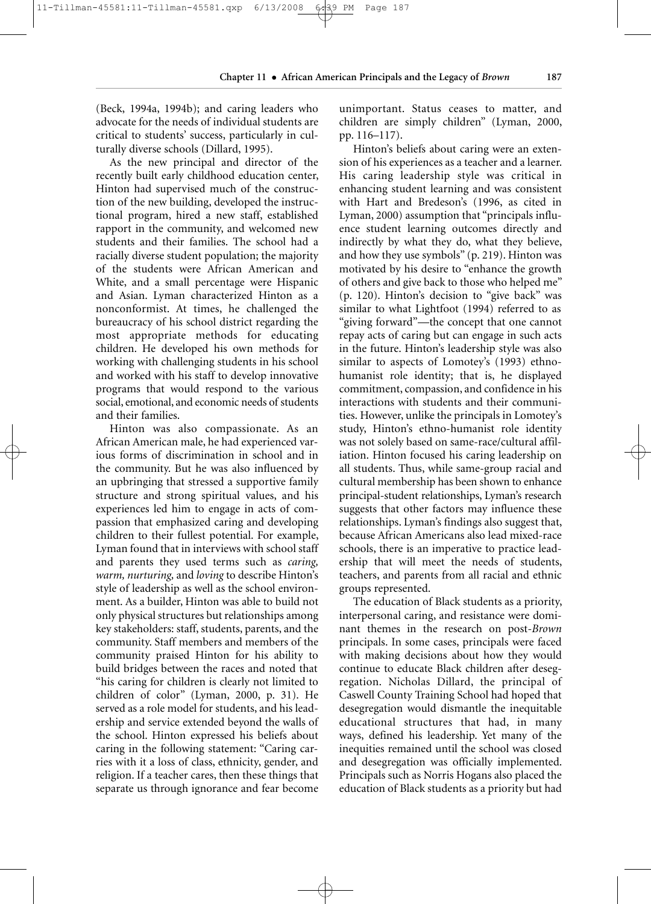(Beck, 1994a, 1994b); and caring leaders who advocate for the needs of individual students are critical to students' success, particularly in culturally diverse schools (Dillard, 1995).

As the new principal and director of the recently built early childhood education center, Hinton had supervised much of the construction of the new building, developed the instructional program, hired a new staff, established rapport in the community, and welcomed new students and their families. The school had a racially diverse student population; the majority of the students were African American and White, and a small percentage were Hispanic and Asian. Lyman characterized Hinton as a nonconformist. At times, he challenged the bureaucracy of his school district regarding the most appropriate methods for educating children. He developed his own methods for working with challenging students in his school and worked with his staff to develop innovative programs that would respond to the various social, emotional, and economic needs of students and their families.

Hinton was also compassionate. As an African American male, he had experienced various forms of discrimination in school and in the community. But he was also influenced by an upbringing that stressed a supportive family structure and strong spiritual values, and his experiences led him to engage in acts of compassion that emphasized caring and developing children to their fullest potential. For example, Lyman found that in interviews with school staff and parents they used terms such as *caring, warm, nurturing,* and *loving* to describe Hinton's style of leadership as well as the school environment. As a builder, Hinton was able to build not only physical structures but relationships among key stakeholders: staff, students, parents, and the community. Staff members and members of the community praised Hinton for his ability to build bridges between the races and noted that "his caring for children is clearly not limited to children of color" (Lyman, 2000, p. 31). He served as a role model for students, and his leadership and service extended beyond the walls of the school. Hinton expressed his beliefs about caring in the following statement: "Caring carries with it a loss of class, ethnicity, gender, and religion. If a teacher cares, then these things that separate us through ignorance and fear become unimportant. Status ceases to matter, and children are simply children" (Lyman, 2000, pp. 116–117).

Hinton's beliefs about caring were an extension of his experiences as a teacher and a learner. His caring leadership style was critical in enhancing student learning and was consistent with Hart and Bredeson's (1996, as cited in Lyman, 2000) assumption that "principals influence student learning outcomes directly and indirectly by what they do, what they believe, and how they use symbols" (p. 219). Hinton was motivated by his desire to "enhance the growth of others and give back to those who helped me" (p. 120). Hinton's decision to "give back" was similar to what Lightfoot (1994) referred to as "giving forward"—the concept that one cannot repay acts of caring but can engage in such acts in the future. Hinton's leadership style was also similar to aspects of Lomotey's (1993) ethno-humanist role identity; that is, he displayed commitment, compassion, and confidence in his interactions with students and their communities. However, unlike the principals in Lomotey's study, Hinton's ethno-humanist role identity was not solely based on same-race/cultural affiliation. Hinton focused his caring leadership on all students. Thus, while same-group racial and cultural membership has been shown to enhance principal-student relationships, Lyman's research suggests that other factors may influence these relationships. Lyman's findings also suggest that, because African Americans also lead mixed-race schools, there is an imperative to practice leadership that will meet the needs of students, teachers, and parents from all racial and ethnic groups represented.

The education of Black students as a priority, interpersonal caring, and resistance were dominant themes in the research on post-*Brown* principals. In some cases, principals were faced with making decisions about how they would continue to educate Black children after desegregation. Nicholas Dillard, the principal of Caswell County Training School had hoped that desegregation would dismantle the inequitable educational structures that had, in many ways, defined his leadership. Yet many of the inequities remained until the school was closed and desegregation was officially implemented. Principals such as Norris Hogans also placed the education of Black students as a priority but had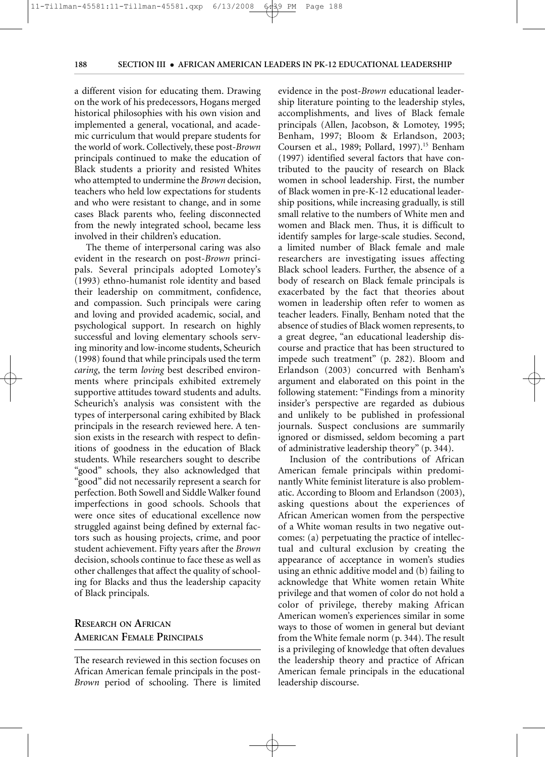a different vision for educating them. Drawing on the work of his predecessors, Hogans merged historical philosophies with his own vision and implemented a general, vocational, and academic curriculum that would prepare students for the world of work. Collectively, these post-*Brown* principals continued to make the education of Black students a priority and resisted Whites who attempted to undermine the *Brown* decision, teachers who held low expectations for students and who were resistant to change, and in some cases Black parents who, feeling disconnected from the newly integrated school, became less involved in their children's education.

The theme of interpersonal caring was also evident in the research on post-*Brown* principals. Several principals adopted Lomotey's (1993) ethno-humanist role identity and based their leadership on commitment, confidence, and compassion. Such principals were caring and loving and provided academic, social, and psychological support. In research on highly successful and loving elementary schools serving minority and low-income students, Scheurich (1998) found that while principals used the term *caring*, the term *loving* best described environments where principals exhibited extremely supportive attitudes toward students and adults. Scheurich's analysis was consistent with the types of interpersonal caring exhibited by Black principals in the research reviewed here. A tension exists in the research with respect to definitions of goodness in the education of Black students. While researchers sought to describe "good" schools, they also acknowledged that "good" did not necessarily represent a search for perfection. Both Sowell and Siddle Walker found imperfections in good schools. Schools that were once sites of educational excellence now struggled against being defined by external factors such as housing projects, crime, and poor student achievement. Fifty years after the *Brown* decision, schools continue to face these as well as other challenges that affect the quality of schooling for Blacks and thus the leadership capacity of Black principals.

## Research on African American Female Principals

The research reviewed in this section focuses on African American female principals in the post-*Brown* period of schooling. There is limited evidence in the post-*Brown* educational leadership literature pointing to the leadership styles, accomplishments, and lives of Black female principals (Allen, Jacobson, & Lomotey, 1995; Benham, 1997; Bloom & Erlandson, 2003; Coursen et al., 1989; Pollard, 1997).[15] Benham (1997) identified several factors that have contributed to the paucity of research on Black women in school leadership. First, the number of Black women in pre-K-12 educational leadership positions, while increasing gradually, is still small relative to the numbers of White men and women and Black men. Thus, it is difficult to identify samples for large-scale studies. Second, a limited number of Black female and male researchers are investigating issues affecting Black school leaders. Further, the absence of a body of research on Black female principals is exacerbated by the fact that theories about women in leadership often refer to women as teacher leaders. Finally, Benham noted that the absence of studies of Black women represents, to a great degree, "an educational leadership discourse and practice that has been structured to impede such treatment" (p. 282). Bloom and Erlandson (2003) concurred with Benham's argument and elaborated on this point in the following statement: "Findings from a minority insider's perspective are regarded as dubious and unlikely to be published in professional journals. Suspect conclusions are summarily ignored or dismissed, seldom becoming a part of administrative leadership theory" (p. 344).

Inclusion of the contributions of African American female principals within predominantly White feminist literature is also problematic. According to Bloom and Erlandson (2003), asking questions about the experiences of African American women from the perspective of a White woman results in two negative outcomes: (a) perpetuating the practice of intellectual and cultural exclusion by creating the appearance of acceptance in women's studies using an ethnic additive model and (b) failing to acknowledge that White women retain White privilege and that women of color do not hold a color of privilege, thereby making African American women's experiences similar in some ways to those of women in general but deviant from the White female norm (p. 344). The result is a privileging of knowledge that often devalues the leadership theory and practice of African American female principals in the educational leadership discourse.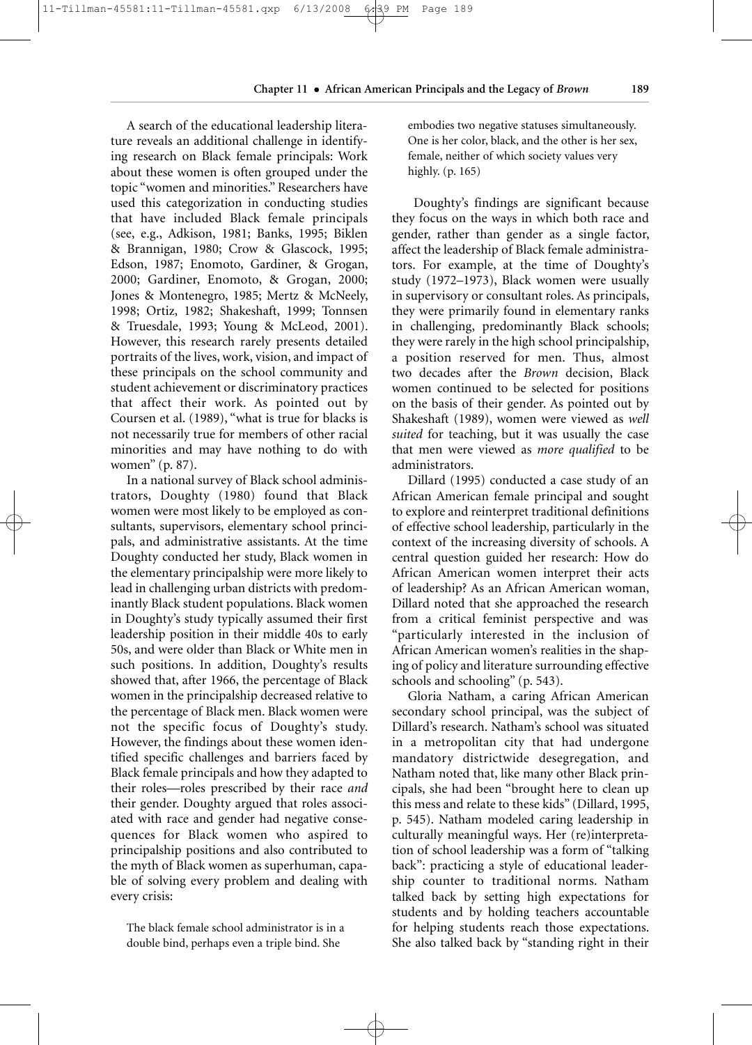A search of the educational leadership literature reveals an additional challenge in identifying research on Black female principals: Work about these women is often grouped under the topic "women and minorities." Researchers have used this categorization in conducting studies that have included Black female principals (see, e.g., Adkison, 1981; Banks, 1995; Biklen & Brannigan, 1980; Crow & Glascock, 1995; Edson, 1987; Enomoto, Gardiner, & Grogan, 2000; Gardiner, Enomoto, & Grogan, 2000; Jones & Montenegro, 1985; Mertz & McNeely, 1998; Ortiz, 1982; Shakeshaft, 1999; Tonnsen & Truesdale, 1993; Young & McLeod, 2001). However, this research rarely presents detailed portraits of the lives, work, vision, and impact of these principals on the school community and student achievement or discriminatory practices that affect their work. As pointed out by Coursen et al. (1989), "what is true for blacks is not necessarily true for members of other racial minorities and may have nothing to do with women" (p. 87).

In a national survey of Black school administrators, Doughty (1980) found that Black women were most likely to be employed as consultants, supervisors, elementary school principals, and administrative assistants. At the time Doughty conducted her study, Black women in the elementary principalship were more likely to lead in challenging urban districts with predominantly Black student populations. Black women in Doughty's study typically assumed their first leadership position in their middle 40s to early 50s, and were older than Black or White men in such positions. In addition, Doughty's results showed that, after 1966, the percentage of Black women in the principalship decreased relative to the percentage of Black men. Black women were not the specific focus of Doughty's study. However, the findings about these women identified specific challenges and barriers faced by Black female principals and how they adapted to their roles—roles prescribed by their race *and* their gender. Doughty argued that roles associated with race and gender had negative consequences for Black women who aspired to principalship positions and also contributed to the myth of Black women as superhuman, capable of solving every problem and dealing with every crisis:

> The black female school administrator is in a double bind, perhaps even a triple bind. She embodies two negative statuses simultaneously. One is her color, black, and the other is her sex, female, neither of which society values very highly. (p. 165)

Doughty's findings are significant because they focus on the ways in which both race and gender, rather than gender as a single factor, affect the leadership of Black female administrators. For example, at the time of Doughty's study (1972–1973), Black women were usually in supervisory or consultant roles. As principals, they were primarily found in elementary ranks in challenging, predominantly Black schools; they were rarely in the high school principalship, a position reserved for men. Thus, almost two decades after the *Brown* decision, Black women continued to be selected for positions on the basis of their gender. As pointed out by Shakeshaft (1989), women were viewed as *well suited* for teaching, but it was usually the case that men were viewed as *more qualified* to be administrators.

Dillard (1995) conducted a case study of an African American female principal and sought to explore and reinterpret traditional definitions of effective school leadership, particularly in the context of the increasing diversity of schools. A central question guided her research: How do African American women interpret their acts of leadership? As an African American woman, Dillard noted that she approached the research from a critical feminist perspective and was "particularly interested in the inclusion of African American women's realities in the shaping of policy and literature surrounding effective schools and schooling" (p. 543).

Gloria Natham, a caring African American secondary school principal, was the subject of Dillard's research. Natham's school was situated in a metropolitan city that had undergone mandatory districtwide desegregation, and Natham noted that, like many other Black principals, she had been "brought here to clean up this mess and relate to these kids" (Dillard, 1995, p. 545). Natham modeled caring leadership in culturally meaningful ways. Her (re)interpretation of school leadership was a form of "talking back": practicing a style of educational leadership counter to traditional norms. Natham talked back by setting high expectations for students and by holding teachers accountable for helping students reach those expectations. She also talked back by "standing right in their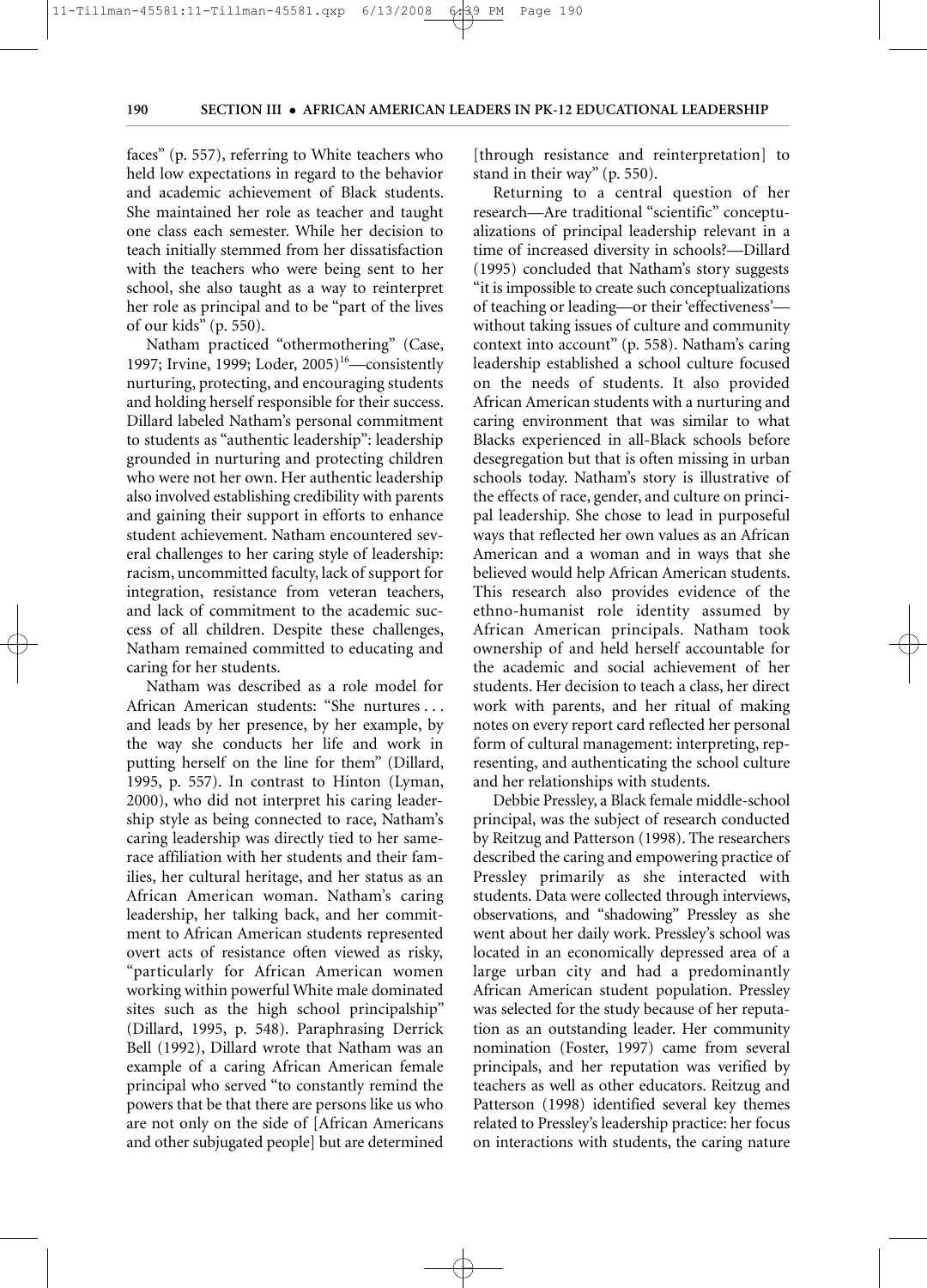faces" (p. 557), referring to White teachers who held low expectations in regard to the behavior and academic achievement of Black students. She maintained her role as teacher and taught one class each semester. While her decision to teach initially stemmed from her dissatisfaction with the teachers who were being sent to her school, she also taught as a way to reinterpret her role as principal and to be "part of the lives of our kids" (p. 550).

Natham practiced "othermothering" (Case, 1997; Irvine, 1999; Loder, 2005)[16]—consistently nurturing, protecting, and encouraging students and holding herself responsible for their success. Dillard labeled Natham's personal commitment to students as "authentic leadership": leadership grounded in nurturing and protecting children who were not her own. Her authentic leadership also involved establishing credibility with parents and gaining their support in efforts to enhance student achievement. Natham encountered several challenges to her caring style of leadership: racism, uncommitted faculty, lack of support for integration, resistance from veteran teachers, and lack of commitment to the academic success of all children. Despite these challenges, Natham remained committed to educating and caring for her students.

Natham was described as a role model for African American students: "She nurtures . . . and leads by her presence, by her example, by the way she conducts her life and work in putting herself on the line for them" (Dillard, 1995, p. 557). In contrast to Hinton (Lyman, 2000), who did not interpret his caring leadership style as being connected to race, Natham's caring leadership was directly tied to her same-race affiliation with her students and their families, her cultural heritage, and her status as an African American woman. Natham's caring leadership, her talking back, and her commitment to African American students represented overt acts of resistance often viewed as risky, "particularly for African American women working within powerful White male dominated sites such as the high school principalship" (Dillard, 1995, p. 548). Paraphrasing Derrick Bell (1992), Dillard wrote that Natham was an example of a caring African American female principal who served "to constantly remind the powers that be that there are persons like us who are not only on the side of [African Americans and other subjugated people] but are determined [through resistance and reinterpretation] to stand in their way" (p. 550).

Returning to a central question of her research—Are traditional "scientific" conceptualizations of principal leadership relevant in a time of increased diversity in schools?—Dillard (1995) concluded that Natham's story suggests "it is impossible to create such conceptualizations of teaching or leading—or their 'effectiveness'—without taking issues of culture and community context into account" (p. 558). Natham's caring leadership established a school culture focused on the needs of students. It also provided African American students with a nurturing and caring environment that was similar to what Blacks experienced in all-Black schools before desegregation but that is often missing in urban schools today. Natham's story is illustrative of the effects of race, gender, and culture on principal leadership. She chose to lead in purposeful ways that reflected her own values as an African American and a woman and in ways that she believed would help African American students. This research also provides evidence of the ethno-humanist role identity assumed by African American principals. Natham took ownership of and held herself accountable for the academic and social achievement of her students. Her decision to teach a class, her direct work with parents, and her ritual of making notes on every report card reflected her personal form of cultural management: interpreting, representing, and authenticating the school culture and her relationships with students.

Debbie Pressley, a Black female middle-school principal, was the subject of research conducted by Reitzug and Patterson (1998). The researchers described the caring and empowering practice of Pressley primarily as she interacted with students. Data were collected through interviews, observations, and "shadowing" Pressley as she went about her daily work. Pressley's school was located in an economically depressed area of a large urban city and had a predominantly African American student population. Pressley was selected for the study because of her reputation as an outstanding leader. Her community nomination (Foster, 1997) came from several principals, and her reputation was verified by teachers as well as other educators. Reitzug and Patterson (1998) identified several key themes related to Pressley's leadership practice: her focus on interactions with students, the caring nature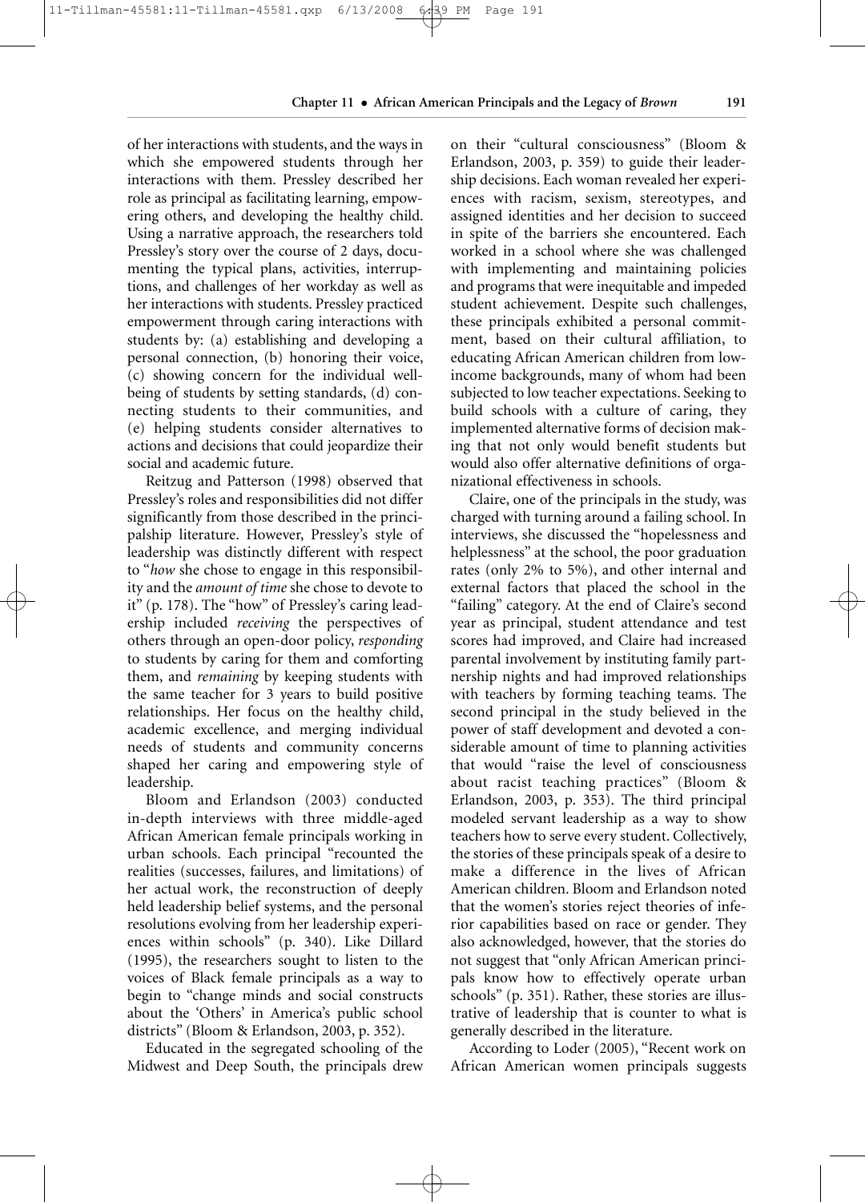of her interactions with students, and the ways in which she empowered students through her interactions with them. Pressley described her role as principal as facilitating learning, empowering others, and developing the healthy child. Using a narrative approach, the researchers told Pressley's story over the course of 2 days, documenting the typical plans, activities, interruptions, and challenges of her workday as well as her interactions with students. Pressley practiced empowerment through caring interactions with students by: (a) establishing and developing a personal connection, (b) honoring their voice, (c) showing concern for the individual well-being of students by setting standards, (d) connecting students to their communities, and (e) helping students consider alternatives to actions and decisions that could jeopardize their social and academic future.

Reitzug and Patterson (1998) observed that Pressley's roles and responsibilities did not differ significantly from those described in the principalship literature. However, Pressley's style of leadership was distinctly different with respect to "*how* she chose to engage in this responsibility and the *amount of time* she chose to devote to it" (p. 178). The "how" of Pressley's caring leadership included *receiving* the perspectives of others through an open-door policy, *responding* to students by caring for them and comforting them, and *remaining* by keeping students with the same teacher for 3 years to build positive relationships. Her focus on the healthy child, academic excellence, and merging individual needs of students and community concerns shaped her caring and empowering style of leadership.

Bloom and Erlandson (2003) conducted in-depth interviews with three middle-aged African American female principals working in urban schools. Each principal "recounted the realities (successes, failures, and limitations) of her actual work, the reconstruction of deeply held leadership belief systems, and the personal resolutions evolving from her leadership experiences within schools" (p. 340). Like Dillard (1995), the researchers sought to listen to the voices of Black female principals as a way to begin to "change minds and social constructs about the 'Others' in America's public school districts" (Bloom & Erlandson, 2003, p. 352).

Educated in the segregated schooling of the Midwest and Deep South, the principals drew on their "cultural consciousness" (Bloom & Erlandson, 2003, p. 359) to guide their leadership decisions. Each woman revealed her experiences with racism, sexism, stereotypes, and assigned identities and her decision to succeed in spite of the barriers she encountered. Each worked in a school where she was challenged with implementing and maintaining policies and programs that were inequitable and impeded student achievement. Despite such challenges, these principals exhibited a personal commitment, based on their cultural affiliation, to educating African American children from low-income backgrounds, many of whom had been subjected to low teacher expectations. Seeking to build schools with a culture of caring, they implemented alternative forms of decision making that not only would benefit students but would also offer alternative definitions of organizational effectiveness in schools.

Claire, one of the principals in the study, was charged with turning around a failing school. In interviews, she discussed the "hopelessness and helplessness" at the school, the poor graduation rates (only 2% to 5%), and other internal and external factors that placed the school in the "failing" category. At the end of Claire's second year as principal, student attendance and test scores had improved, and Claire had increased parental involvement by instituting family partnership nights and had improved relationships with teachers by forming teaching teams. The second principal in the study believed in the power of staff development and devoted a considerable amount of time to planning activities that would "raise the level of consciousness about racist teaching practices" (Bloom & Erlandson, 2003, p. 353). The third principal modeled servant leadership as a way to show teachers how to serve every student. Collectively, the stories of these principals speak of a desire to make a difference in the lives of African American children. Bloom and Erlandson noted that the women's stories reject theories of inferior capabilities based on race or gender. They also acknowledged, however, that the stories do not suggest that "only African American principals know how to effectively operate urban schools" (p. 351). Rather, these stories are illustrative of leadership that is counter to what is generally described in the literature.

According to Loder (2005), "Recent work on African American women principals suggests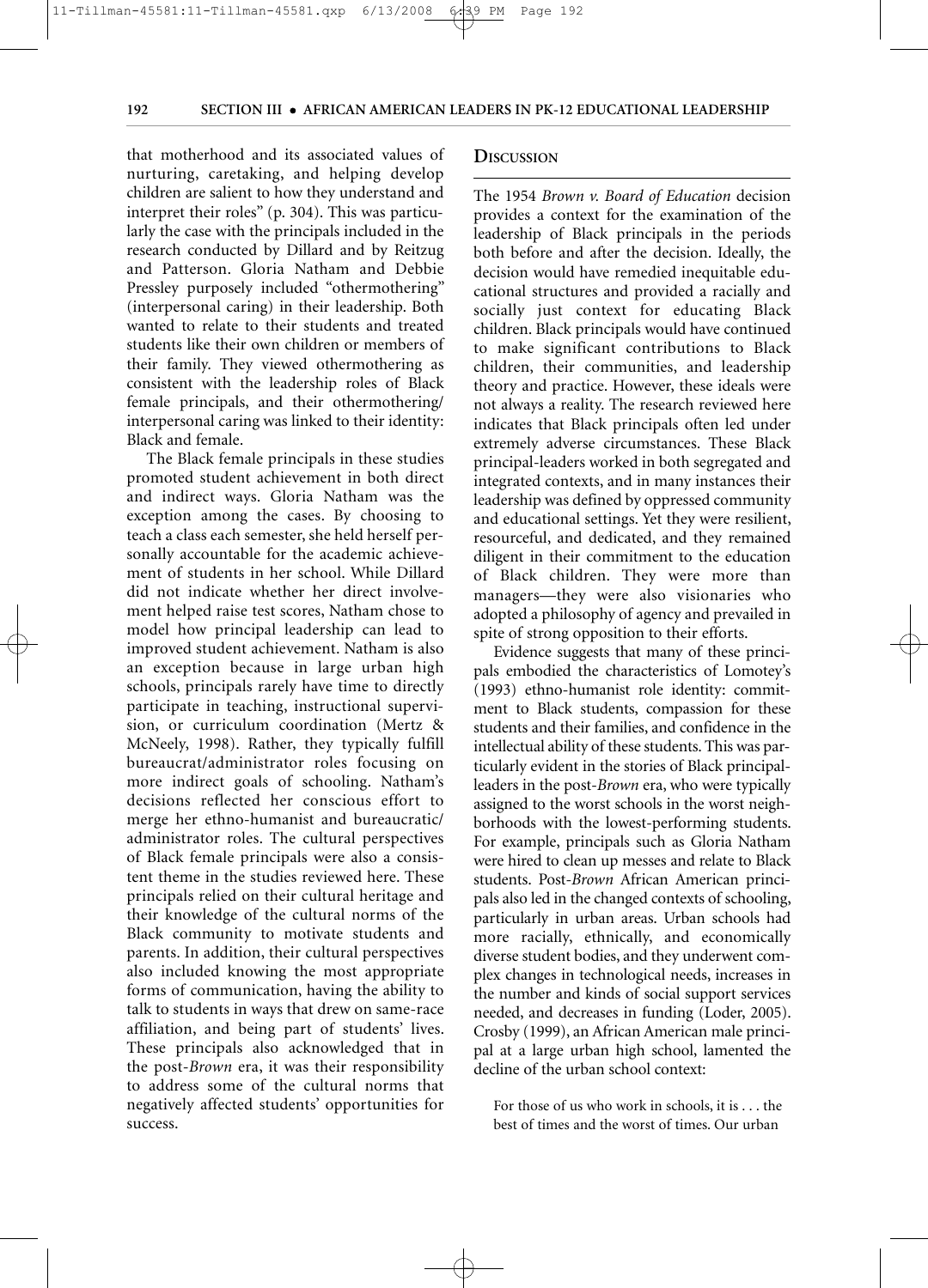that motherhood and its associated values of nurturing, caretaking, and helping develop children are salient to how they understand and interpret their roles" (p. 304). This was particularly the case with the principals included in the research conducted by Dillard and by Reitzug and Patterson. Gloria Natham and Debbie Pressley purposely included "othermothering" (interpersonal caring) in their leadership. Both wanted to relate to their students and treated students like their own children or members of their family. They viewed othermothering as consistent with the leadership roles of Black female principals, and their othermothering/interpersonal caring was linked to their identity: Black and female.

The Black female principals in these studies promoted student achievement in both direct and indirect ways. Gloria Natham was the exception among the cases. By choosing to teach a class each semester, she held herself personally accountable for the academic achievement of students in her school. While Dillard did not indicate whether her direct involvement helped raise test scores, Natham chose to model how principal leadership can lead to improved student achievement. Natham is also an exception because in large urban high schools, principals rarely have time to directly participate in teaching, instructional supervision, or curriculum coordination (Mertz & McNeely, 1998). Rather, they typically fulfill bureaucrat/administrator roles focusing on more indirect goals of schooling. Natham's decisions reflected her conscious effort to merge her ethno-humanist and bureaucratic/administrator roles. The cultural perspectives of Black female principals were also a consistent theme in the studies reviewed here. These principals relied on their cultural heritage and their knowledge of the cultural norms of the Black community to motivate students and parents. In addition, their cultural perspectives also included knowing the most appropriate forms of communication, having the ability to talk to students in ways that drew on same-race affiliation, and being part of students' lives. These principals also acknowledged that in the post-*Brown* era, it was their responsibility to address some of the cultural norms that negatively affected students' opportunities for success.

## Discussion

The 1954 *Brown v. Board of Education* decision provides a context for the examination of the leadership of Black principals in the periods both before and after the decision. Ideally, the decision would have remedied inequitable educational structures and provided a racially and socially just context for educating Black children. Black principals would have continued to make significant contributions to Black children, their communities, and leadership theory and practice. However, these ideals were not always a reality. The research reviewed here indicates that Black principals often led under extremely adverse circumstances. These Black principal-leaders worked in both segregated and integrated contexts, and in many instances their leadership was defined by oppressed community and educational settings. Yet they were resilient, resourceful, and dedicated, and they remained diligent in their commitment to the education of Black children. They were more than managers—they were also visionaries who adopted a philosophy of agency and prevailed in spite of strong opposition to their efforts.

Evidence suggests that many of these principals embodied the characteristics of Lomotey's (1993) ethno-humanist role identity: commitment to Black students, compassion for these students and their families, and confidence in the intellectual ability of these students. This was particularly evident in the stories of Black principal-leaders in the post-*Brown* era, who were typically assigned to the worst schools in the worst neighborhoods with the lowest-performing students. For example, principals such as Gloria Natham were hired to clean up messes and relate to Black students. Post-*Brown* African American principals also led in the changed contexts of schooling, particularly in urban areas. Urban schools had more racially, ethnically, and economically diverse student bodies, and they underwent complex changes in technological needs, increases in the number and kinds of social support services needed, and decreases in funding (Loder, 2005). Crosby (1999), an African American male principal at a large urban high school, lamented the decline of the urban school context:

> For those of us who work in schools, it is . . . the best of times and the worst of times. Our urban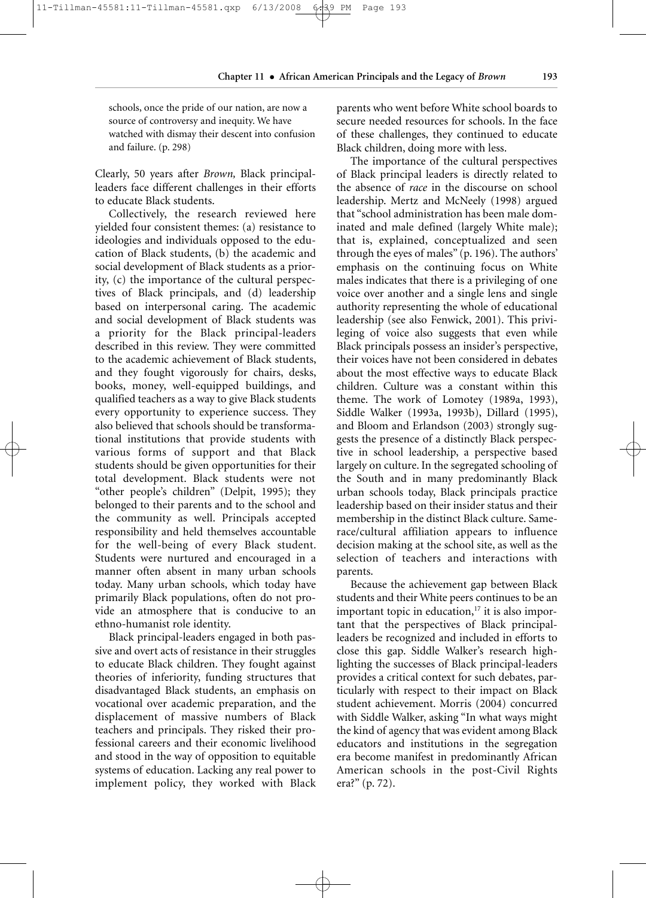schools, once the pride of our nation, are now a source of controversy and inequity. We have watched with dismay their descent into confusion and failure. (p. 298)

Clearly, 50 years after *Brown,* Black principal-leaders face different challenges in their efforts to educate Black students.

Collectively, the research reviewed here yielded four consistent themes: (a) resistance to ideologies and individuals opposed to the education of Black students, (b) the academic and social development of Black students as a priority, (c) the importance of the cultural perspectives of Black principals, and (d) leadership based on interpersonal caring. The academic and social development of Black students was a priority for the Black principal-leaders described in this review. They were committed to the academic achievement of Black students, and they fought vigorously for chairs, desks, books, money, well-equipped buildings, and qualified teachers as a way to give Black students every opportunity to experience success. They also believed that schools should be transformational institutions that provide students with various forms of support and that Black students should be given opportunities for their total development. Black students were not "other people's children" (Delpit, 1995); they belonged to their parents and to the school and the community as well. Principals accepted responsibility and held themselves accountable for the well-being of every Black student. Students were nurtured and encouraged in a manner often absent in many urban schools today. Many urban schools, which today have primarily Black populations, often do not provide an atmosphere that is conducive to an ethno-humanist role identity.

Black principal-leaders engaged in both passive and overt acts of resistance in their struggles to educate Black children. They fought against theories of inferiority, funding structures that disadvantaged Black students, an emphasis on vocational over academic preparation, and the displacement of massive numbers of Black teachers and principals. They risked their professional careers and their economic livelihood and stood in the way of opposition to equitable systems of education. Lacking any real power to implement policy, they worked with Black parents who went before White school boards to secure needed resources for schools. In the face of these challenges, they continued to educate Black children, doing more with less.

The importance of the cultural perspectives of Black principal leaders is directly related to the absence of *race* in the discourse on school leadership. Mertz and McNeely (1998) argued that "school administration has been male dominated and male defined (largely White male); that is, explained, conceptualized and seen through the eyes of males" (p. 196). The authors' emphasis on the continuing focus on White males indicates that there is a privileging of one voice over another and a single lens and single authority representing the whole of educational leadership (see also Fenwick, 2001). This privileging of voice also suggests that even while Black principals possess an insider's perspective, their voices have not been considered in debates about the most effective ways to educate Black children. Culture was a constant within this theme. The work of Lomotey (1989a, 1993), Siddle Walker (1993a, 1993b), Dillard (1995), and Bloom and Erlandson (2003) strongly suggests the presence of a distinctly Black perspective in school leadership, a perspective based largely on culture. In the segregated schooling of the South and in many predominantly Black urban schools today, Black principals practice leadership based on their insider status and their membership in the distinct Black culture. Same-race/cultural affiliation appears to influence decision making at the school site, as well as the selection of teachers and interactions with parents.

Because the achievement gap between Black students and their White peers continues to be an important topic in education,[17] it is also important that the perspectives of Black principal-leaders be recognized and included in efforts to close this gap. Siddle Walker's research highlighting the successes of Black principal-leaders provides a critical context for such debates, particularly with respect to their impact on Black student achievement. Morris (2004) concurred with Siddle Walker, asking "In what ways might the kind of agency that was evident among Black educators and institutions in the segregation era become manifest in predominantly African American schools in the post-Civil Rights era?" (p. 72).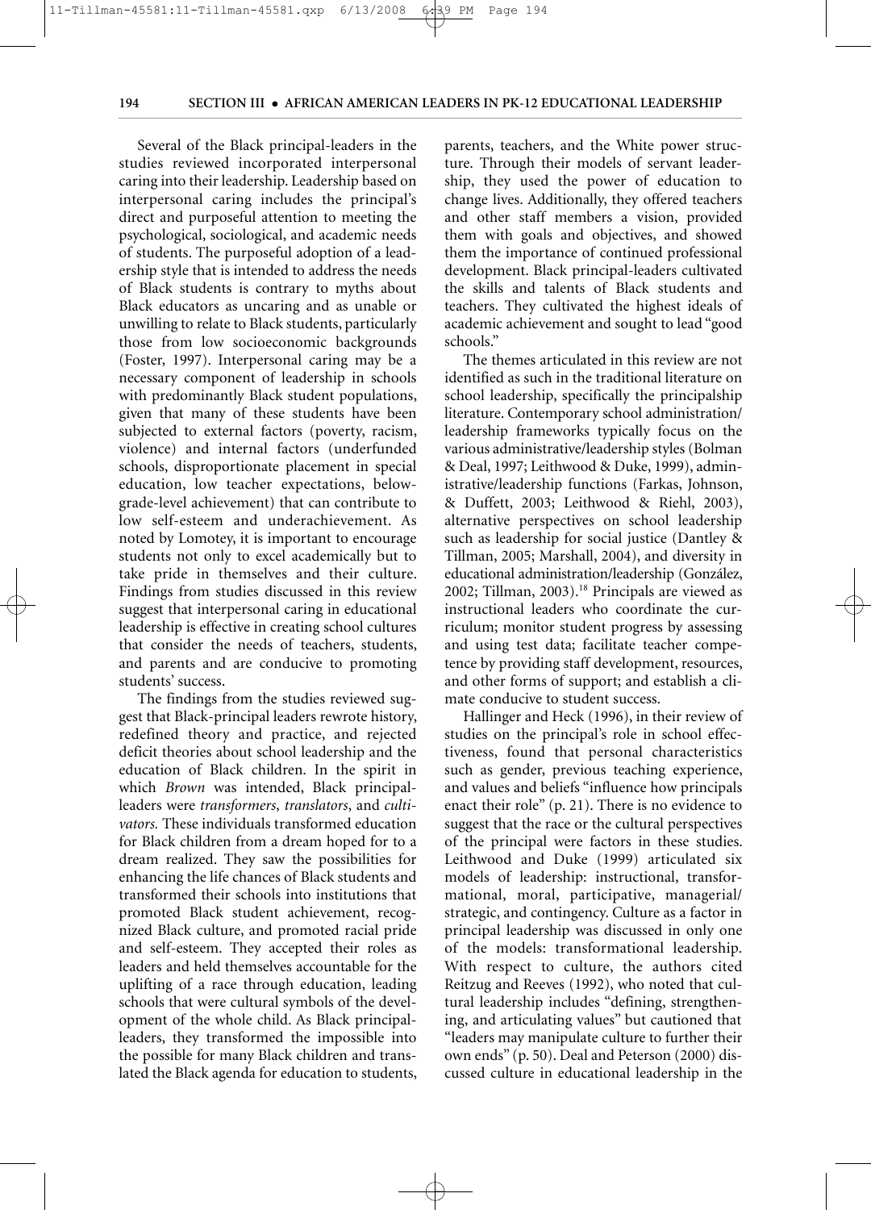Several of the Black principal-leaders in the studies reviewed incorporated interpersonal caring into their leadership. Leadership based on interpersonal caring includes the principal's direct and purposeful attention to meeting the psychological, sociological, and academic needs of students. The purposeful adoption of a leadership style that is intended to address the needs of Black students is contrary to myths about Black educators as uncaring and as unable or unwilling to relate to Black students, particularly those from low socioeconomic backgrounds (Foster, 1997). Interpersonal caring may be a necessary component of leadership in schools with predominantly Black student populations, given that many of these students have been subjected to external factors (poverty, racism, violence) and internal factors (underfunded schools, disproportionate placement in special education, low teacher expectations, below-grade-level achievement) that can contribute to low self-esteem and underachievement. As noted by Lomotey, it is important to encourage students not only to excel academically but to take pride in themselves and their culture. Findings from studies discussed in this review suggest that interpersonal caring in educational leadership is effective in creating school cultures that consider the needs of teachers, students, and parents and are conducive to promoting students' success.

The findings from the studies reviewed suggest that Black-principal leaders rewrote history, redefined theory and practice, and rejected deficit theories about school leadership and the education of Black children. In the spirit in which *Brown* was intended, Black principal-leaders were *transformers*, *translators*, and *cultivators.* These individuals transformed education for Black children from a dream hoped for to a dream realized. They saw the possibilities for enhancing the life chances of Black students and transformed their schools into institutions that promoted Black student achievement, recognized Black culture, and promoted racial pride and self-esteem. They accepted their roles as leaders and held themselves accountable for the uplifting of a race through education, leading schools that were cultural symbols of the development of the whole child. As Black principal-leaders, they transformed the impossible into the possible for many Black children and translated the Black agenda for education to students, parents, teachers, and the White power structure. Through their models of servant leadership, they used the power of education to change lives. Additionally, they offered teachers and other staff members a vision, provided them with goals and objectives, and showed them the importance of continued professional development. Black principal-leaders cultivated the skills and talents of Black students and teachers. They cultivated the highest ideals of academic achievement and sought to lead "good schools."

The themes articulated in this review are not identified as such in the traditional literature on school leadership, specifically the principalship literature. Contemporary school administration/leadership frameworks typically focus on the various administrative/leadership styles (Bolman & Deal, 1997; Leithwood & Duke, 1999), administrative/leadership functions (Farkas, Johnson, & Duffett, 2003; Leithwood & Riehl, 2003), alternative perspectives on school leadership such as leadership for social justice (Dantley & Tillman, 2005; Marshall, 2004), and diversity in educational administration/leadership (González, 2002; Tillman, 2003).[18] Principals are viewed as instructional leaders who coordinate the curriculum; monitor student progress by assessing and using test data; facilitate teacher competence by providing staff development, resources, and other forms of support; and establish a climate conducive to student success.

Hallinger and Heck (1996), in their review of studies on the principal's role in school effectiveness, found that personal characteristics such as gender, previous teaching experience, and values and beliefs "influence how principals enact their role" (p. 21). There is no evidence to suggest that the race or the cultural perspectives of the principal were factors in these studies. Leithwood and Duke (1999) articulated six models of leadership: instructional, transformational, moral, participative, managerial/strategic, and contingency. Culture as a factor in principal leadership was discussed in only one of the models: transformational leadership. With respect to culture, the authors cited Reitzug and Reeves (1992), who noted that cultural leadership includes "defining, strengthening, and articulating values" but cautioned that "leaders may manipulate culture to further their own ends" (p. 50). Deal and Peterson (2000) discussed culture in educational leadership in the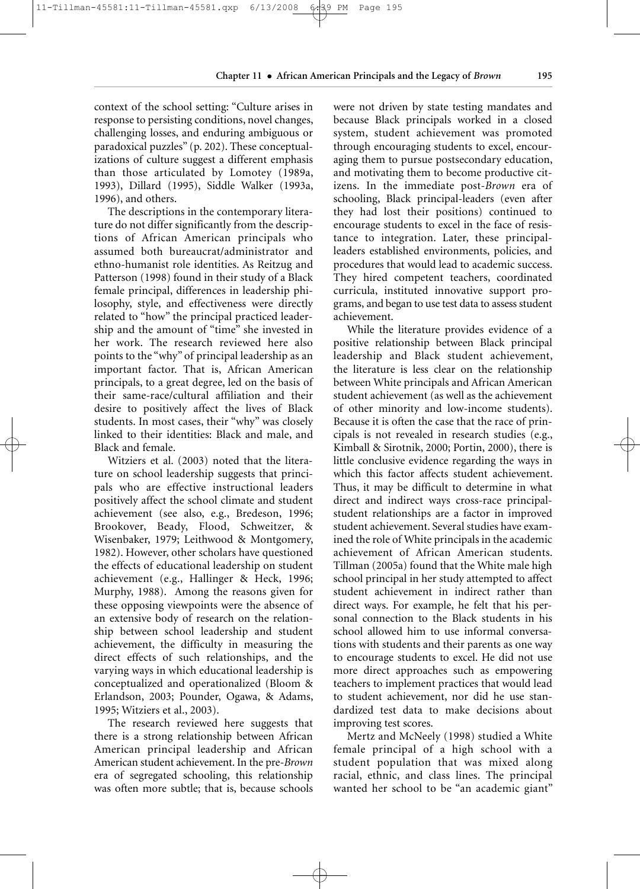context of the school setting: "Culture arises in response to persisting conditions, novel changes, challenging losses, and enduring ambiguous or paradoxical puzzles" (p. 202). These conceptualizations of culture suggest a different emphasis than those articulated by Lomotey (1989a, 1993), Dillard (1995), Siddle Walker (1993a, 1996), and others.

The descriptions in the contemporary literature do not differ significantly from the descriptions of African American principals who assumed both bureaucrat/administrator and ethno-humanist role identities. As Reitzug and Patterson (1998) found in their study of a Black female principal, differences in leadership philosophy, style, and effectiveness were directly related to "how" the principal practiced leadership and the amount of "time" she invested in her work. The research reviewed here also points to the "why" of principal leadership as an important factor. That is, African American principals, to a great degree, led on the basis of their same-race/cultural affiliation and their desire to positively affect the lives of Black students. In most cases, their "why" was closely linked to their identities: Black and male, and Black and female.

Witziers et al. (2003) noted that the literature on school leadership suggests that principals who are effective instructional leaders positively affect the school climate and student achievement (see also, e.g., Bredeson, 1996; Brookover, Beady, Flood, Schweitzer, & Wisenbaker, 1979; Leithwood & Montgomery, 1982). However, other scholars have questioned the effects of educational leadership on student achievement (e.g., Hallinger & Heck, 1996; Murphy, 1988). Among the reasons given for these opposing viewpoints were the absence of an extensive body of research on the relationship between school leadership and student achievement, the difficulty in measuring the direct effects of such relationships, and the varying ways in which educational leadership is conceptualized and operationalized (Bloom & Erlandson, 2003; Pounder, Ogawa, & Adams, 1995; Witziers et al., 2003).

The research reviewed here suggests that there is a strong relationship between African American principal leadership and African American student achievement. In the pre-*Brown* era of segregated schooling, this relationship was often more subtle; that is, because schools were not driven by state testing mandates and because Black principals worked in a closed system, student achievement was promoted through encouraging students to excel, encouraging them to pursue postsecondary education, and motivating them to become productive citizens. In the immediate post-*Brown* era of schooling, Black principal-leaders (even after they had lost their positions) continued to encourage students to excel in the face of resistance to integration. Later, these principal-leaders established environments, policies, and procedures that would lead to academic success. They hired competent teachers, coordinated curricula, instituted innovative support programs, and began to use test data to assess student achievement.

While the literature provides evidence of a positive relationship between Black principal leadership and Black student achievement, the literature is less clear on the relationship between White principals and African American student achievement (as well as the achievement of other minority and low-income students). Because it is often the case that the race of principals is not revealed in research studies (e.g., Kimball & Sirotnik, 2000; Portin, 2000), there is little conclusive evidence regarding the ways in which this factor affects student achievement. Thus, it may be difficult to determine in what direct and indirect ways cross-race principal-student relationships are a factor in improved student achievement. Several studies have examined the role of White principals in the academic achievement of African American students. Tillman (2005a) found that the White male high school principal in her study attempted to affect student achievement in indirect rather than direct ways. For example, he felt that his personal connection to the Black students in his school allowed him to use informal conversations with students and their parents as one way to encourage students to excel. He did not use more direct approaches such as empowering teachers to implement practices that would lead to student achievement, nor did he use standardized test data to make decisions about improving test scores.

Mertz and McNeely (1998) studied a White female principal of a high school with a student population that was mixed along racial, ethnic, and class lines. The principal wanted her school to be "an academic giant"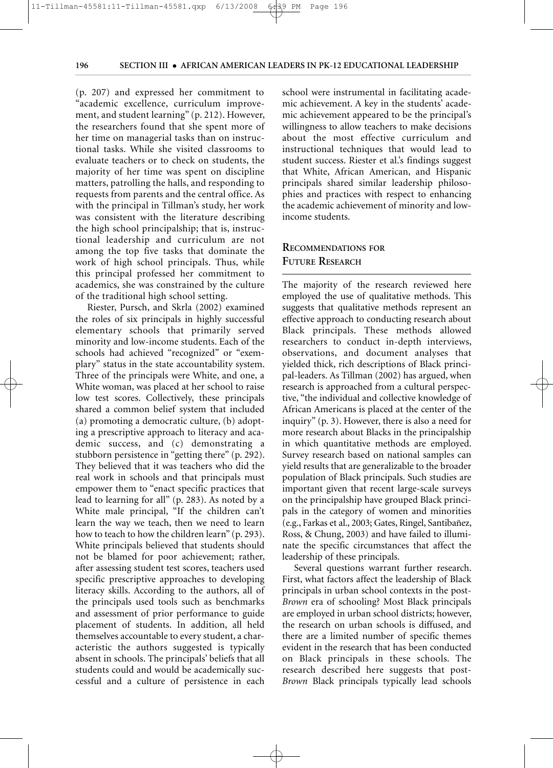(p. 207) and expressed her commitment to "academic excellence, curriculum improvement, and student learning" (p. 212). However, the researchers found that she spent more of her time on managerial tasks than on instructional tasks. While she visited classrooms to evaluate teachers or to check on students, the majority of her time was spent on discipline matters, patrolling the halls, and responding to requests from parents and the central office. As with the principal in Tillman's study, her work was consistent with the literature describing the high school principalship; that is, instructional leadership and curriculum are not among the top five tasks that dominate the work of high school principals. Thus, while this principal professed her commitment to academics, she was constrained by the culture of the traditional high school setting.

Riester, Pursch, and Skrla (2002) examined the roles of six principals in highly successful elementary schools that primarily served minority and low-income students. Each of the schools had achieved "recognized" or "exemplary" status in the state accountability system. Three of the principals were White, and one, a White woman, was placed at her school to raise low test scores. Collectively, these principals shared a common belief system that included (a) promoting a democratic culture, (b) adopting a prescriptive approach to literacy and academic success, and (c) demonstrating a stubborn persistence in "getting there" (p. 292). They believed that it was teachers who did the real work in schools and that principals must empower them to "enact specific practices that lead to learning for all" (p. 283). As noted by a White male principal, "If the children can't learn the way we teach, then we need to learn how to teach to how the children learn" (p. 293). White principals believed that students should not be blamed for poor achievement; rather, after assessing student test scores, teachers used specific prescriptive approaches to developing literacy skills. According to the authors, all of the principals used tools such as benchmarks and assessment of prior performance to guide placement of students. In addition, all held themselves accountable to every student, a characteristic the authors suggested is typically absent in schools. The principals' beliefs that all students could and would be academically successful and a culture of persistence in each school were instrumental in facilitating academic achievement. A key in the students' academic achievement appeared to be the principal's willingness to allow teachers to make decisions about the most effective curriculum and instructional techniques that would lead to student success. Riester et al.'s findings suggest that White, African American, and Hispanic principals shared similar leadership philosophies and practices with respect to enhancing the academic achievement of minority and low-income students.

## Recommendations for Future Research

The majority of the research reviewed here employed the use of qualitative methods. This suggests that qualitative methods represent an effective approach to conducting research about Black principals. These methods allowed researchers to conduct in-depth interviews, observations, and document analyses that yielded thick, rich descriptions of Black principal-leaders. As Tillman (2002) has argued, when research is approached from a cultural perspective, "the individual and collective knowledge of African Americans is placed at the center of the inquiry" (p. 3). However, there is also a need for more research about Blacks in the principalship in which quantitative methods are employed. Survey research based on national samples can yield results that are generalizable to the broader population of Black principals. Such studies are important given that recent large-scale surveys on the principalship have grouped Black principals in the category of women and minorities (e.g., Farkas et al., 2003; Gates, Ringel, Santibañez, Ross, & Chung, 2003) and have failed to illuminate the specific circumstances that affect the leadership of these principals.

Several questions warrant further research. First, what factors affect the leadership of Black principals in urban school contexts in the post-*Brown* era of schooling? Most Black principals are employed in urban school districts; however, the research on urban schools is diffused, and there are a limited number of specific themes evident in the research that has been conducted on Black principals in these schools. The research described here suggests that post-*Brown* Black principals typically lead schools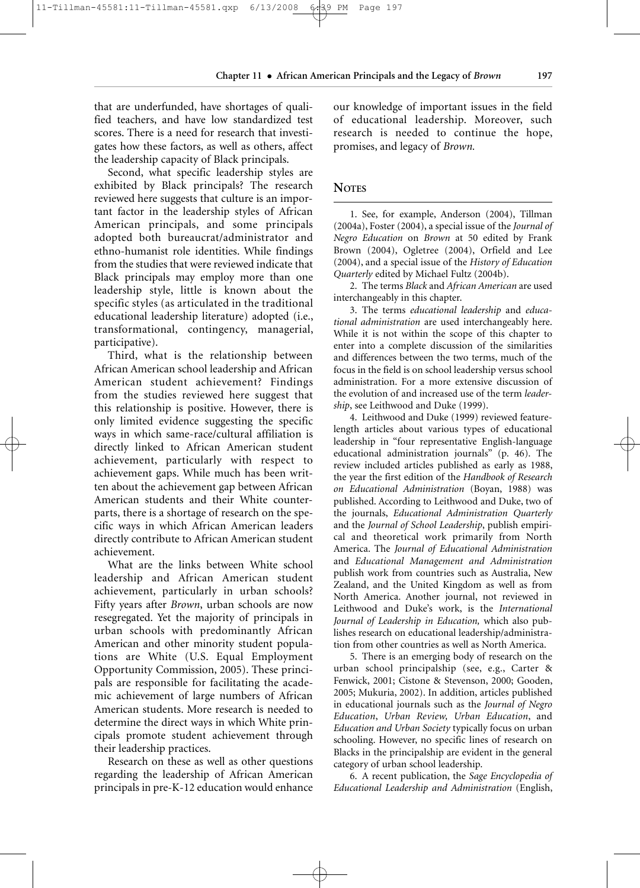that are underfunded, have shortages of qualified teachers, and have low standardized test scores. There is a need for research that investigates how these factors, as well as others, affect the leadership capacity of Black principals.

Second, what specific leadership styles are exhibited by Black principals? The research reviewed here suggests that culture is an important factor in the leadership styles of African American principals, and some principals adopted both bureaucrat/administrator and ethno-humanist role identities. While findings from the studies that were reviewed indicate that Black principals may employ more than one leadership style, little is known about the specific styles (as articulated in the traditional educational leadership literature) adopted (i.e., transformational, contingency, managerial, participative).

Third, what is the relationship between African American school leadership and African American student achievement? Findings from the studies reviewed here suggest that this relationship is positive. However, there is only limited evidence suggesting the specific ways in which same-race/cultural affiliation is directly linked to African American student achievement, particularly with respect to achievement gaps. While much has been written about the achievement gap between African American students and their White counterparts, there is a shortage of research on the specific ways in which African American leaders directly contribute to African American student achievement.

What are the links between White school leadership and African American student achievement, particularly in urban schools? Fifty years after *Brown*, urban schools are now resegregated. Yet the majority of principals in urban schools with predominantly African American and other minority student populations are White (U.S. Equal Employment Opportunity Commission, 2005). These principals are responsible for facilitating the academic achievement of large numbers of African American students. More research is needed to determine the direct ways in which White principals promote student achievement through their leadership practices.

Research on these as well as other questions regarding the leadership of African American principals in pre-K-12 education would enhance our knowledge of important issues in the field of educational leadership. Moreover, such research is needed to continue the hope, promises, and legacy of *Brown.*

## Notes

1. See, for example, Anderson (2004), Tillman (2004a), Foster (2004), a special issue of the *Journal of Negro Education* on *Brown* at 50 edited by Frank Brown (2004), Ogletree (2004), Orfield and Lee (2004), and a special issue of the *History of Education Quarterly* edited by Michael Fultz (2004b).

2. The terms *Black* and *African American* are used interchangeably in this chapter.

3. The terms *educational leadership* and *educational administration* are used interchangeably here. While it is not within the scope of this chapter to enter into a complete discussion of the similarities and differences between the two terms, much of the focus in the field is on school leadership versus school administration. For a more extensive discussion of the evolution of and increased use of the term *leadership*, see Leithwood and Duke (1999).

4. Leithwood and Duke (1999) reviewed feature-length articles about various types of educational leadership in "four representative English-language educational administration journals" (p. 46). The review included articles published as early as 1988, the year the first edition of the *Handbook of Research on Educational Administration* (Boyan, 1988) was published. According to Leithwood and Duke, two of the journals, *Educational Administration Quarterly* and the *Journal of School Leadership*, publish empirical and theoretical work primarily from North America. The *Journal of Educational Administration* and *Educational Management and Administration* publish work from countries such as Australia, New Zealand, and the United Kingdom as well as from North America. Another journal, not reviewed in Leithwood and Duke's work, is the *International Journal of Leadership in Education,* which also publishes research on educational leadership/administration from other countries as well as North America.

5. There is an emerging body of research on the urban school principalship (see, e.g., Carter & Fenwick, 2001; Cistone & Stevenson, 2000; Gooden, 2005; Mukuria, 2002). In addition, articles published in educational journals such as the *Journal of Negro Education*, *Urban Review, Urban Education*, and *Education and Urban Society* typically focus on urban schooling. However, no specific lines of research on Blacks in the principalship are evident in the general category of urban school leadership.

6. A recent publication, the *Sage Encyclopedia of Educational Leadership and Administration* (English,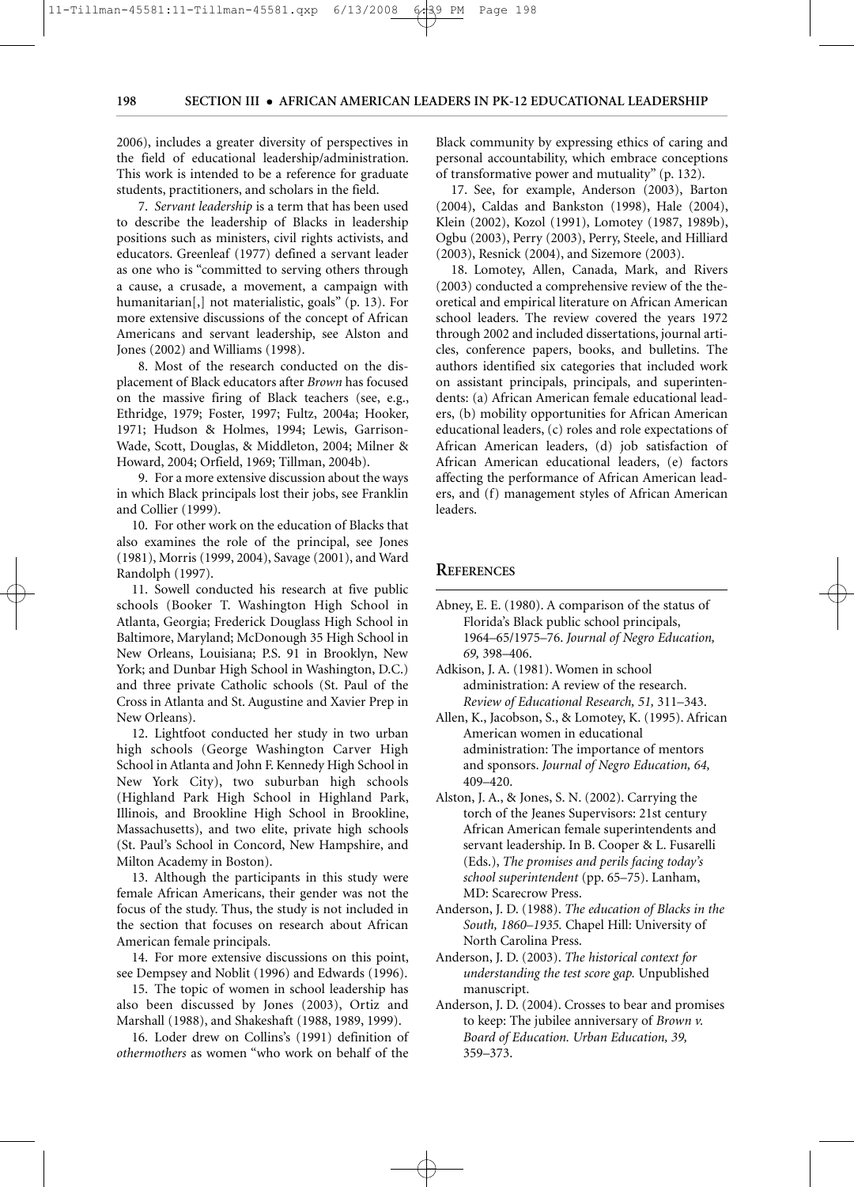2006), includes a greater diversity of perspectives in the field of educational leadership/administration. This work is intended to be a reference for graduate students, practitioners, and scholars in the field.

7. *Servant leadership* is a term that has been used to describe the leadership of Blacks in leadership positions such as ministers, civil rights activists, and educators. Greenleaf (1977) defined a servant leader as one who is "committed to serving others through a cause, a crusade, a movement, a campaign with humanitarian[,] not materialistic, goals" (p. 13). For more extensive discussions of the concept of African Americans and servant leadership, see Alston and Jones (2002) and Williams (1998).

8. Most of the research conducted on the displacement of Black educators after *Brown* has focused on the massive firing of Black teachers (see, e.g., Ethridge, 1979; Foster, 1997; Fultz, 2004a; Hooker, 1971; Hudson & Holmes, 1994; Lewis, Garrison-Wade, Scott, Douglas, & Middleton, 2004; Milner & Howard, 2004; Orfield, 1969; Tillman, 2004b).

9. For a more extensive discussion about the ways in which Black principals lost their jobs, see Franklin and Collier (1999).

10. For other work on the education of Blacks that also examines the role of the principal, see Jones (1981), Morris (1999, 2004), Savage (2001), and Ward Randolph (1997).

11. Sowell conducted his research at five public schools (Booker T. Washington High School in Atlanta, Georgia; Frederick Douglass High School in Baltimore, Maryland; McDonough 35 High School in New Orleans, Louisiana; P.S. 91 in Brooklyn, New York; and Dunbar High School in Washington, D.C.) and three private Catholic schools (St. Paul of the Cross in Atlanta and St. Augustine and Xavier Prep in New Orleans).

12. Lightfoot conducted her study in two urban high schools (George Washington Carver High School in Atlanta and John F. Kennedy High School in New York City), two suburban high schools (Highland Park High School in Highland Park, Illinois, and Brookline High School in Brookline, Massachusetts), and two elite, private high schools (St. Paul's School in Concord, New Hampshire, and Milton Academy in Boston).

13. Although the participants in this study were female African Americans, their gender was not the focus of the study. Thus, the study is not included in the section that focuses on research about African American female principals.

14. For more extensive discussions on this point, see Dempsey and Noblit (1996) and Edwards (1996).

15. The topic of women in school leadership has also been discussed by Jones (2003), Ortiz and Marshall (1988), and Shakeshaft (1988, 1989, 1999).

16. Loder drew on Collins's (1991) definition of *othermothers* as women "who work on behalf of the Black community by expressing ethics of caring and personal accountability, which embrace conceptions of transformative power and mutuality" (p. 132).

17. See, for example, Anderson (2003), Barton (2004), Caldas and Bankston (1998), Hale (2004), Klein (2002), Kozol (1991), Lomotey (1987, 1989b), Ogbu (2003), Perry (2003), Perry, Steele, and Hilliard (2003), Resnick (2004), and Sizemore (2003).

18. Lomotey, Allen, Canada, Mark, and Rivers (2003) conducted a comprehensive review of the theoretical and empirical literature on African American school leaders. The review covered the years 1972 through 2002 and included dissertations, journal articles, conference papers, books, and bulletins. The authors identified six categories that included work on assistant principals, principals, and superintendents: (a) African American female educational leaders, (b) mobility opportunities for African American educational leaders, (c) roles and role expectations of African American leaders, (d) job satisfaction of African American educational leaders, (e) factors affecting the performance of African American leaders, and (f) management styles of African American leaders.

## References

Abney, E. E. (1980). A comparison of the status of Florida's Black public school principals, 1964–65/1975–76. *Journal of Negro Education, 69,* 398–406.

Adkison, J. A. (1981). Women in school administration: A review of the research. *Review of Educational Research, 51,* 311–343.

Allen, K., Jacobson, S., & Lomotey, K. (1995). African American women in educational administration: The importance of mentors and sponsors. *Journal of Negro Education, 64,* 409–420.

Alston, J. A., & Jones, S. N. (2002). Carrying the torch of the Jeanes Supervisors: 21st century African American female superintendents and servant leadership. In B. Cooper & L. Fusarelli (Eds.), *The promises and perils facing today's school superintendent* (pp. 65–75). Lanham, MD: Scarecrow Press.

Anderson, J. D. (1988). *The education of Blacks in the South, 1860–1935.* Chapel Hill: University of North Carolina Press.

Anderson, J. D. (2003). *The historical context for understanding the test score gap.* Unpublished manuscript.

Anderson, J. D. (2004). Crosses to bear and promises to keep: The jubilee anniversary of *Brown v. Board of Education. Urban Education, 39,* 359–373.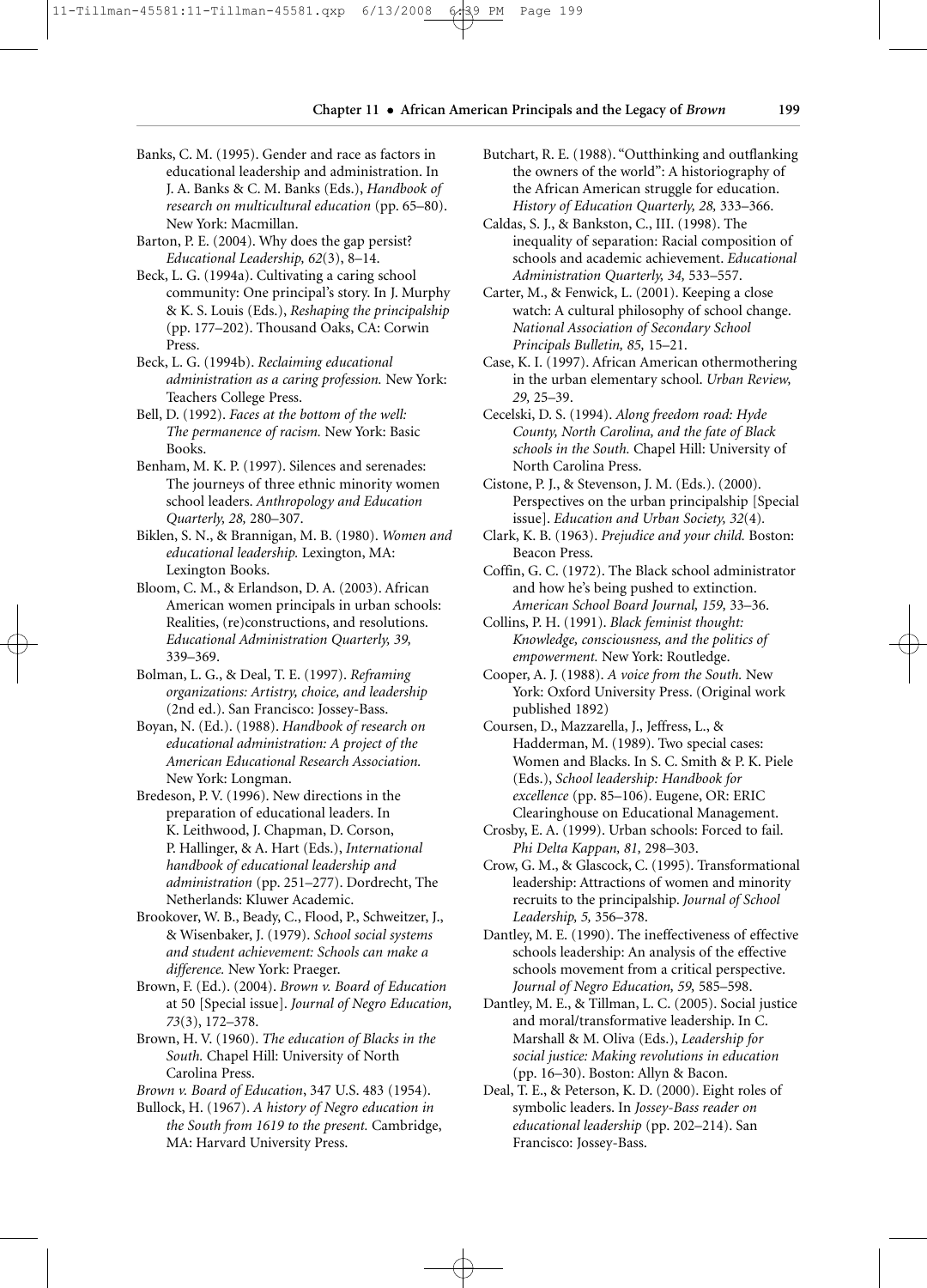Banks, C. M. (1995). Gender and race as factors in educational leadership and administration. In J. A. Banks & C. M. Banks (Eds.), *Handbook of research on multicultural education* (pp. 65–80). New York: Macmillan.

Barton, P. E. (2004). Why does the gap persist? *Educational Leadership, 62*(3), 8–14.

Beck, L. G. (1994a). Cultivating a caring school community: One principal's story. In J. Murphy & K. S. Louis (Eds.), *Reshaping the principalship* (pp. 177–202). Thousand Oaks, CA: Corwin Press.

Beck, L. G. (1994b). *Reclaiming educational administration as a caring profession.* New York: Teachers College Press.

Bell, D. (1992). *Faces at the bottom of the well: The permanence of racism.* New York: Basic Books.

Benham, M. K. P. (1997). Silences and serenades: The journeys of three ethnic minority women school leaders. *Anthropology and Education Quarterly, 28,* 280–307.

Biklen, S. N., & Brannigan, M. B. (1980). *Women and educational leadership.* Lexington, MA: Lexington Books.

Bloom, C. M., & Erlandson, D. A. (2003). African American women principals in urban schools: Realities, (re)constructions, and resolutions. *Educational Administration Quarterly, 39,* 339–369.

Bolman, L. G., & Deal, T. E. (1997). *Reframing organizations: Artistry, choice, and leadership* (2nd ed.). San Francisco: Jossey-Bass.

Boyan, N. (Ed.). (1988). *Handbook of research on educational administration: A project of the American Educational Research Association.* New York: Longman.

Bredeson, P. V. (1996). New directions in the preparation of educational leaders. In K. Leithwood, J. Chapman, D. Corson, P. Hallinger, & A. Hart (Eds.), *International handbook of educational leadership and administration* (pp. 251–277). Dordrecht, The Netherlands: Kluwer Academic.

Brookover, W. B., Beady, C., Flood, P., Schweitzer, J., & Wisenbaker, J. (1979). *School social systems and student achievement: Schools can make a difference.* New York: Praeger.

Brown, F. (Ed.). (2004). *Brown v. Board of Education* at 50 [Special issue]. *Journal of Negro Education, 73*(3), 172–378.

Brown, H. V. (1960). *The education of Blacks in the South.* Chapel Hill: University of North Carolina Press.

*Brown v. Board of Education*, 347 U.S. 483 (1954).

Bullock, H. (1967). *A history of Negro education in the South from 1619 to the present.* Cambridge, MA: Harvard University Press.

Butchart, R. E. (1988). "Outthinking and outflanking the owners of the world": A historiography of the African American struggle for education. *History of Education Quarterly, 28,* 333–366.

Caldas, S. J., & Bankston, C., III. (1998). The inequality of separation: Racial composition of schools and academic achievement. *Educational Administration Quarterly, 34,* 533–557.

Carter, M., & Fenwick, L. (2001). Keeping a close watch: A cultural philosophy of school change. *National Association of Secondary School Principals Bulletin, 85,* 15–21.

Case, K. I. (1997). African American othermothering in the urban elementary school. *Urban Review, 29,* 25–39.

Cecelski, D. S. (1994). *Along freedom road: Hyde County, North Carolina, and the fate of Black schools in the South.* Chapel Hill: University of North Carolina Press.

Cistone, P. J., & Stevenson, J. M. (Eds.). (2000). Perspectives on the urban principalship [Special issue]. *Education and Urban Society, 32*(4).

Clark, K. B. (1963). *Prejudice and your child.* Boston: Beacon Press.

Coffin, G. C. (1972). The Black school administrator and how he's being pushed to extinction. *American School Board Journal, 159,* 33–36.

Collins, P. H. (1991). *Black feminist thought: Knowledge, consciousness, and the politics of empowerment.* New York: Routledge.

Cooper, A. J. (1988). *A voice from the South.* New York: Oxford University Press. (Original work published 1892)

Coursen, D., Mazzarella, J., Jeffress, L., & Hadderman, M. (1989). Two special cases: Women and Blacks. In S. C. Smith & P. K. Piele (Eds.), *School leadership: Handbook for excellence* (pp. 85–106). Eugene, OR: ERIC Clearinghouse on Educational Management.

Crosby, E. A. (1999). Urban schools: Forced to fail. *Phi Delta Kappan, 81,* 298–303.

Crow, G. M., & Glascock, C. (1995). Transformational leadership: Attractions of women and minority recruits to the principalship. *Journal of School Leadership, 5,* 356–378.

Dantley, M. E. (1990). The ineffectiveness of effective schools leadership: An analysis of the effective schools movement from a critical perspective. *Journal of Negro Education, 59,* 585–598.

Dantley, M. E., & Tillman, L. C. (2005). Social justice and moral/transformative leadership. In C. Marshall & M. Oliva (Eds.), *Leadership for social justice: Making revolutions in education* (pp. 16–30). Boston: Allyn & Bacon.

Deal, T. E., & Peterson, K. D. (2000). Eight roles of symbolic leaders. In *Jossey-Bass reader on educational leadership* (pp. 202–214). San Francisco: Jossey-Bass.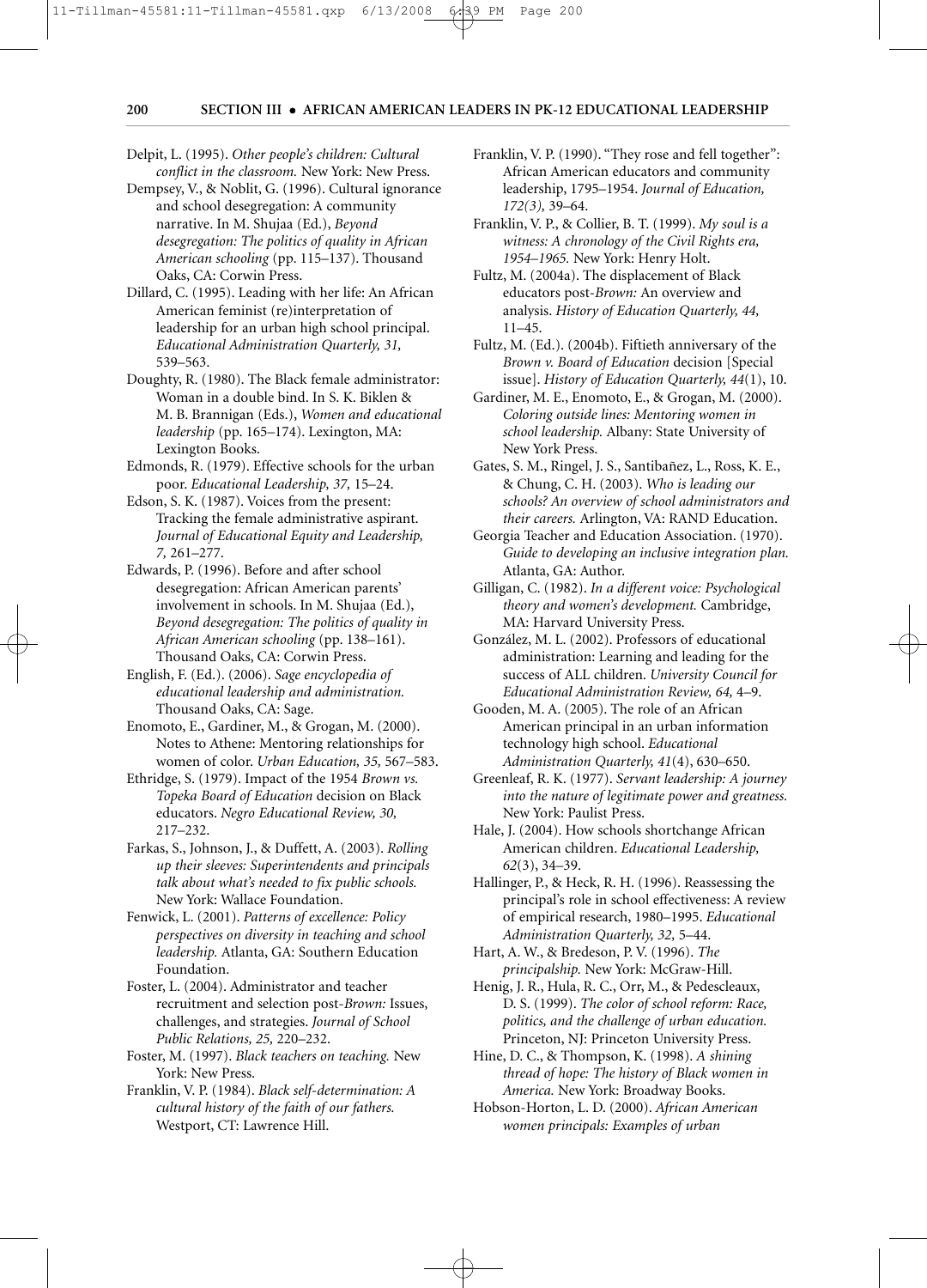Delpit, L. (1995). *Other people's children: Cultural conflict in the classroom.* New York: New Press.

Dempsey, V., & Noblit, G. (1996). Cultural ignorance and school desegregation: A community narrative. In M. Shujaa (Ed.), *Beyond desegregation: The politics of quality in African American schooling* (pp. 115–137). Thousand Oaks, CA: Corwin Press.

Dillard, C. (1995). Leading with her life: An African American feminist (re)interpretation of leadership for an urban high school principal. *Educational Administration Quarterly, 31,* 539–563.

Doughty, R. (1980). The Black female administrator: Woman in a double bind. In S. K. Biklen & M. B. Brannigan (Eds.), *Women and educational leadership* (pp. 165–174). Lexington, MA: Lexington Books.

Edmonds, R. (1979). Effective schools for the urban poor. *Educational Leadership, 37,* 15–24.

Edson, S. K. (1987). Voices from the present: Tracking the female administrative aspirant. *Journal of Educational Equity and Leadership, 7,* 261–277.

Edwards, P. (1996). Before and after school desegregation: African American parents' involvement in schools. In M. Shujaa (Ed.), *Beyond desegregation: The politics of quality in African American schooling* (pp. 138–161). Thousand Oaks, CA: Corwin Press.

English, F. (Ed.). (2006). *Sage encyclopedia of educational leadership and administration.* Thousand Oaks, CA: Sage.

Enomoto, E., Gardiner, M., & Grogan, M. (2000). Notes to Athene: Mentoring relationships for women of color. *Urban Education, 35,* 567–583.

Ethridge, S. (1979). Impact of the 1954 *Brown vs. Topeka Board of Education* decision on Black educators. *Negro Educational Review, 30,* 217–232.

Farkas, S., Johnson, J., & Duffett, A. (2003). *Rolling up their sleeves: Superintendents and principals talk about what's needed to fix public schools.* New York: Wallace Foundation.

Fenwick, L. (2001). *Patterns of excellence: Policy perspectives on diversity in teaching and school leadership.* Atlanta, GA: Southern Education Foundation.

Foster, L. (2004). Administrator and teacher recruitment and selection post-*Brown:* Issues, challenges, and strategies. *Journal of School Public Relations, 25,* 220–232.

Foster, M. (1997). *Black teachers on teaching.* New York: New Press.

Franklin, V. P. (1984). *Black self-determination: A cultural history of the faith of our fathers.* Westport, CT: Lawrence Hill.

Franklin, V. P. (1990). "They rose and fell together": African American educators and community leadership, 1795–1954. *Journal of Education, 172(3),* 39–64.

Franklin, V. P., & Collier, B. T. (1999). *My soul is a witness: A chronology of the Civil Rights era, 1954–1965.* New York: Henry Holt.

Fultz, M. (2004a). The displacement of Black educators post-*Brown:* An overview and analysis. *History of Education Quarterly, 44,* 11–45.

Fultz, M. (Ed.). (2004b). Fiftieth anniversary of the *Brown v. Board of Education* decision [Special issue]. *History of Education Quarterly, 44*(1), 10.

Gardiner, M. E., Enomoto, E., & Grogan, M. (2000). *Coloring outside lines: Mentoring women in school leadership.* Albany: State University of New York Press.

Gates, S. M., Ringel, J. S., Santibañez, L., Ross, K. E., & Chung, C. H. (2003). *Who is leading our schools? An overview of school administrators and their careers.* Arlington, VA: RAND Education.

Georgia Teacher and Education Association. (1970). *Guide to developing an inclusive integration plan.* Atlanta, GA: Author.

Gilligan, C. (1982). *In a different voice: Psychological theory and women's development.* Cambridge, MA: Harvard University Press.

González, M. L. (2002). Professors of educational administration: Learning and leading for the success of ALL children. *University Council for Educational Administration Review, 64,* 4–9.

Gooden, M. A. (2005). The role of an African American principal in an urban information technology high school. *Educational Administration Quarterly, 41*(4), 630–650.

Greenleaf, R. K. (1977). *Servant leadership: A journey into the nature of legitimate power and greatness.* New York: Paulist Press.

Hale, J. (2004). How schools shortchange African American children. *Educational Leadership, 62*(3), 34–39.

Hallinger, P., & Heck, R. H. (1996). Reassessing the principal's role in school effectiveness: A review of empirical research, 1980–1995. *Educational Administration Quarterly, 32,* 5–44.

Hart, A. W., & Bredeson, P. V. (1996). *The principalship.* New York: McGraw-Hill.

Henig, J. R., Hula, R. C., Orr, M., & Pedescleaux, D. S. (1999). *The color of school reform: Race, politics, and the challenge of urban education.* Princeton, NJ: Princeton University Press.

Hine, D. C., & Thompson, K. (1998). *A shining thread of hope: The history of Black women in America.* New York: Broadway Books.

Hobson-Horton, L. D. (2000). *African American women principals: Examples of urban*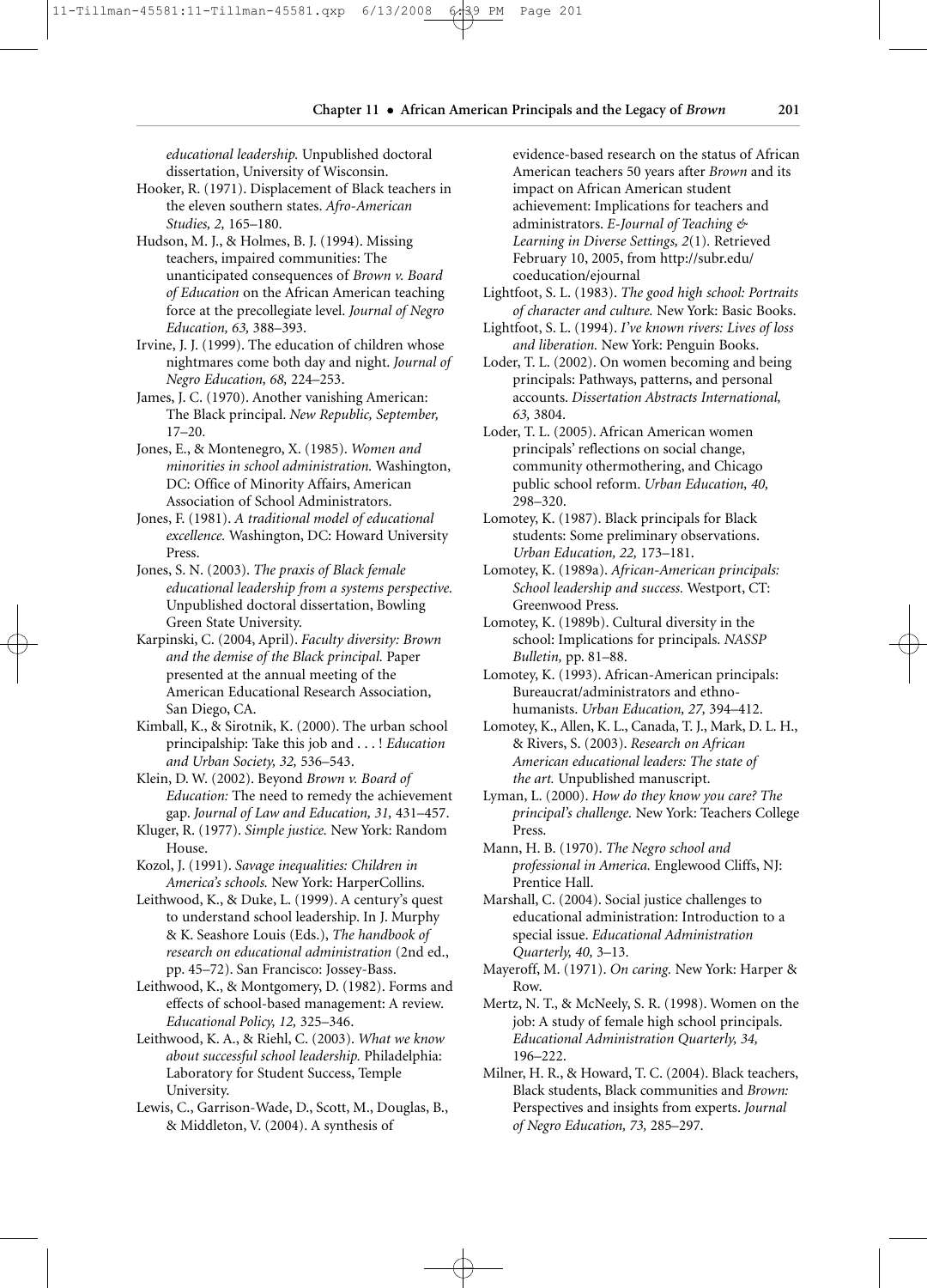*educational leadership.* Unpublished doctoral dissertation, University of Wisconsin.

Hooker, R. (1971). Displacement of Black teachers in the eleven southern states. *Afro-American Studies, 2,* 165–180.

Hudson, M. J., & Holmes, B. J. (1994). Missing teachers, impaired communities: The unanticipated consequences of *Brown v. Board of Education* on the African American teaching force at the precollegiate level. *Journal of Negro Education, 63,* 388–393.

Irvine, J. J. (1999). The education of children whose nightmares come both day and night. *Journal of Negro Education, 68,* 224–253.

James, J. C. (1970). Another vanishing American: The Black principal. *New Republic, September,* 17–20.

Jones, E., & Montenegro, X. (1985). *Women and minorities in school administration.* Washington, DC: Office of Minority Affairs, American Association of School Administrators.

Jones, F. (1981). *A traditional model of educational excellence.* Washington, DC: Howard University Press.

Jones, S. N. (2003). *The praxis of Black female educational leadership from a systems perspective.* Unpublished doctoral dissertation, Bowling Green State University.

Karpinski, C. (2004, April). *Faculty diversity: Brown and the demise of the Black principal.* Paper presented at the annual meeting of the American Educational Research Association, San Diego, CA.

Kimball, K., & Sirotnik, K. (2000). The urban school principalship: Take this job and . . . ! *Education and Urban Society, 32,* 536–543.

Klein, D. W. (2002). Beyond *Brown v. Board of Education:* The need to remedy the achievement gap. *Journal of Law and Education, 31,* 431–457.

Kluger, R. (1977). *Simple justice.* New York: Random House.

Kozol, J. (1991). *Savage inequalities: Children in America's schools.* New York: HarperCollins.

Leithwood, K., & Duke, L. (1999). A century's quest to understand school leadership. In J. Murphy & K. Seashore Louis (Eds.), *The handbook of research on educational administration* (2nd ed., pp. 45–72). San Francisco: Jossey-Bass.

Leithwood, K., & Montgomery, D. (1982). Forms and effects of school-based management: A review. *Educational Policy, 12,* 325–346.

Leithwood, K. A., & Riehl, C. (2003). *What we know about successful school leadership.* Philadelphia: Laboratory for Student Success, Temple University.

Lewis, C., Garrison-Wade, D., Scott, M., Douglas, B., & Middleton, V. (2004). A synthesis of evidence-based research on the status of African American teachers 50 years after *Brown* and its impact on African American student achievement: Implications for teachers and administrators. *E-Journal of Teaching & Learning in Diverse Settings, 2*(1). Retrieved February 10, 2005, from http://subr.edu/coeducation/ejournal

Lightfoot, S. L. (1983). *The good high school: Portraits of character and culture.* New York: Basic Books.

Lightfoot, S. L. (1994). *I've known rivers: Lives of loss and liberation.* New York: Penguin Books.

Loder, T. L. (2002). On women becoming and being principals: Pathways, patterns, and personal accounts. *Dissertation Abstracts International, 63,* 3804.

Loder, T. L. (2005). African American women principals' reflections on social change, community othermothering, and Chicago public school reform. *Urban Education, 40,* 298–320.

Lomotey, K. (1987). Black principals for Black students: Some preliminary observations. *Urban Education, 22,* 173–181.

Lomotey, K. (1989a). *African-American principals: School leadership and success.* Westport, CT: Greenwood Press.

Lomotey, K. (1989b). Cultural diversity in the school: Implications for principals. *NASSP Bulletin,* pp. 81–88.

Lomotey, K. (1993). African-American principals: Bureaucrat/administrators and ethno-humanists. *Urban Education, 27,* 394–412.

Lomotey, K., Allen, K. L., Canada, T. J., Mark, D. L. H., & Rivers, S. (2003). *Research on African American educational leaders: The state of the art.* Unpublished manuscript.

Lyman, L. (2000). *How do they know you care? The principal's challenge.* New York: Teachers College Press.

Mann, H. B. (1970). *The Negro school and professional in America.* Englewood Cliffs, NJ: Prentice Hall.

Marshall, C. (2004). Social justice challenges to educational administration: Introduction to a special issue. *Educational Administration Quarterly, 40,* 3–13.

Mayeroff, M. (1971). *On caring.* New York: Harper & Row.

Mertz, N. T., & McNeely, S. R. (1998). Women on the job: A study of female high school principals. *Educational Administration Quarterly, 34,* 196–222.

Milner, H. R., & Howard, T. C. (2004). Black teachers, Black students, Black communities and *Brown:* Perspectives and insights from experts. *Journal of Negro Education, 73,* 285–297.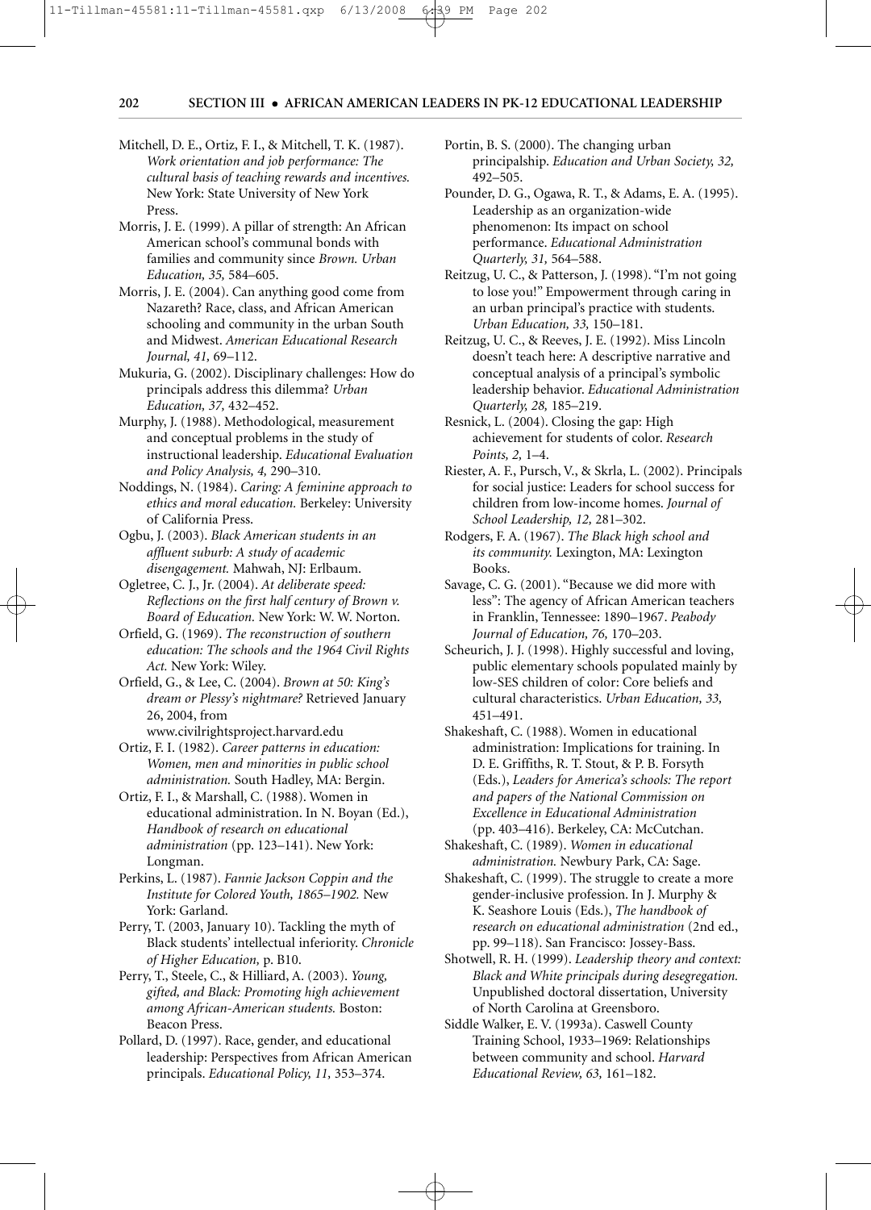Mitchell, D. E., Ortiz, F. I., & Mitchell, T. K. (1987). *Work orientation and job performance: The cultural basis of teaching rewards and incentives.* New York: State University of New York Press.

Morris, J. E. (1999). A pillar of strength: An African American school's communal bonds with families and community since *Brown. Urban Education, 35,* 584–605.

Morris, J. E. (2004). Can anything good come from Nazareth? Race, class, and African American schooling and community in the urban South and Midwest. *American Educational Research Journal, 41,* 69–112.

Mukuria, G. (2002). Disciplinary challenges: How do principals address this dilemma? *Urban Education, 37,* 432–452.

Murphy, J. (1988). Methodological, measurement and conceptual problems in the study of instructional leadership. *Educational Evaluation and Policy Analysis, 4,* 290–310.

Noddings, N. (1984). *Caring: A feminine approach to ethics and moral education.* Berkeley: University of California Press.

Ogbu, J. (2003). *Black American students in an affluent suburb: A study of academic disengagement.* Mahwah, NJ: Erlbaum.

Ogletree, C. J., Jr. (2004). *At deliberate speed: Reflections on the first half century of Brown v. Board of Education.* New York: W. W. Norton.

Orfield, G. (1969). *The reconstruction of southern education: The schools and the 1964 Civil Rights Act.* New York: Wiley.

Orfield, G., & Lee, C. (2004). *Brown at 50: King's dream or Plessy's nightmare?* Retrieved January 26, 2004, from www.civilrightsproject.harvard.edu

Ortiz, F. I. (1982). *Career patterns in education: Women, men and minorities in public school administration.* South Hadley, MA: Bergin.

Ortiz, F. I., & Marshall, C. (1988). Women in educational administration. In N. Boyan (Ed.), *Handbook of research on educational administration* (pp. 123–141). New York: Longman.

Perkins, L. (1987). *Fannie Jackson Coppin and the Institute for Colored Youth, 1865–1902.* New York: Garland.

Perry, T. (2003, January 10). Tackling the myth of Black students' intellectual inferiority. *Chronicle of Higher Education,* p. B10.

Perry, T., Steele, C., & Hilliard, A. (2003). *Young, gifted, and Black: Promoting high achievement among African-American students.* Boston: Beacon Press.

Pollard, D. (1997). Race, gender, and educational leadership: Perspectives from African American principals. *Educational Policy, 11,* 353–374.

Portin, B. S. (2000). The changing urban principalship. *Education and Urban Society, 32,* 492–505.

Pounder, D. G., Ogawa, R. T., & Adams, E. A. (1995). Leadership as an organization-wide phenomenon: Its impact on school performance. *Educational Administration Quarterly, 31,* 564–588.

Reitzug, U. C., & Patterson, J. (1998). "I'm not going to lose you!" Empowerment through caring in an urban principal's practice with students. *Urban Education, 33,* 150–181.

Reitzug, U. C., & Reeves, J. E. (1992). Miss Lincoln doesn't teach here: A descriptive narrative and conceptual analysis of a principal's symbolic leadership behavior. *Educational Administration Quarterly, 28,* 185–219.

Resnick, L. (2004). Closing the gap: High achievement for students of color. *Research Points, 2,* 1–4.

Riester, A. F., Pursch, V., & Skrla, L. (2002). Principals for social justice: Leaders for school success for children from low-income homes. *Journal of School Leadership, 12,* 281–302.

Rodgers, F. A. (1967). *The Black high school and its community.* Lexington, MA: Lexington Books.

Savage, C. G. (2001). "Because we did more with less": The agency of African American teachers in Franklin, Tennessee: 1890–1967. *Peabody Journal of Education, 76,* 170–203.

Scheurich, J. J. (1998). Highly successful and loving, public elementary schools populated mainly by low-SES children of color: Core beliefs and cultural characteristics. *Urban Education, 33,* 451–491.

Shakeshaft, C. (1988). Women in educational administration: Implications for training. In D. E. Griffiths, R. T. Stout, & P. B. Forsyth (Eds.), *Leaders for America's schools: The report and papers of the National Commission on Excellence in Educational Administration* (pp. 403–416). Berkeley, CA: McCutchan.

Shakeshaft, C. (1989). *Women in educational administration.* Newbury Park, CA: Sage.

Shakeshaft, C. (1999). The struggle to create a more gender-inclusive profession. In J. Murphy & K. Seashore Louis (Eds.), *The handbook of research on educational administration* (2nd ed., pp. 99–118). San Francisco: Jossey-Bass.

Shotwell, R. H. (1999). *Leadership theory and context: Black and White principals during desegregation.* Unpublished doctoral dissertation, University of North Carolina at Greensboro.

Siddle Walker, E. V. (1993a). Caswell County Training School, 1933–1969: Relationships between community and school. *Harvard Educational Review, 63,* 161–182.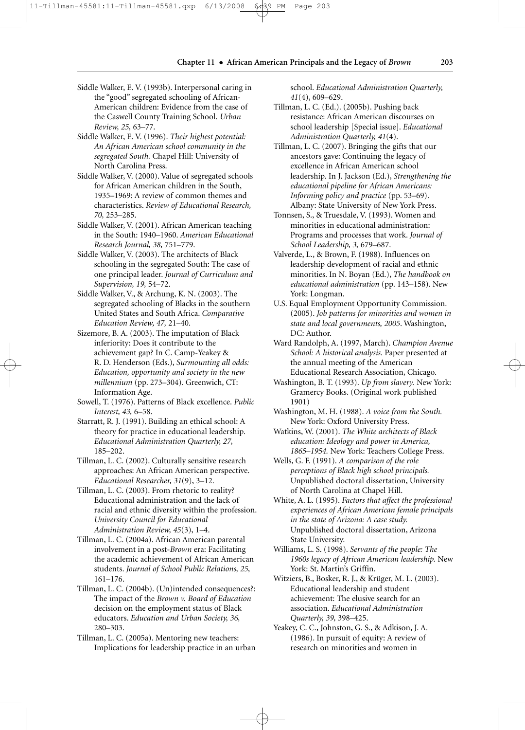Siddle Walker, E. V. (1993b). Interpersonal caring in the "good" segregated schooling of African-American children: Evidence from the case of the Caswell County Training School. *Urban Review, 25,* 63–77.

Siddle Walker, E. V. (1996). *Their highest potential: An African American school community in the segregated South.* Chapel Hill: University of North Carolina Press.

Siddle Walker, V. (2000). Value of segregated schools for African American children in the South, 1935–1969: A review of common themes and characteristics. *Review of Educational Research, 70,* 253–285.

Siddle Walker, V. (2001). African American teaching in the South: 1940–1960. *American Educational Research Journal, 38,* 751–779.

Siddle Walker, V. (2003). The architects of Black schooling in the segregated South: The case of one principal leader. *Journal of Curriculum and Supervision, 19,* 54–72.

Siddle Walker, V., & Archung, K. N. (2003). The segregated schooling of Blacks in the southern United States and South Africa. *Comparative Education Review, 47,* 21–40.

Sizemore, B. A. (2003). The imputation of Black inferiority: Does it contribute to the achievement gap? In C. Camp-Yeakey & R. D. Henderson (Eds.), *Surmounting all odds: Education, opportunity and society in the new millennium* (pp. 273–304). Greenwich, CT: Information Age.

Sowell, T. (1976). Patterns of Black excellence. *Public Interest, 43,* 6–58.

Starratt, R. J. (1991). Building an ethical school: A theory for practice in educational leadership. *Educational Administration Quarterly, 27,* 185–202.

Tillman, L. C. (2002). Culturally sensitive research approaches: An African American perspective. *Educational Researcher, 31*(9), 3–12.

Tillman, L. C. (2003). From rhetoric to reality? Educational administration and the lack of racial and ethnic diversity within the profession. *University Council for Educational Administration Review, 45*(3), 1–4.

Tillman, L. C. (2004a). African American parental involvement in a post-*Brown* era: Facilitating the academic achievement of African American students. *Journal of School Public Relations, 25,* 161–176.

Tillman, L. C. (2004b). (Un)intended consequences?: The impact of the *Brown v. Board of Education* decision on the employment status of Black educators. *Education and Urban Society, 36,* 280–303.

Tillman, L. C. (2005a). Mentoring new teachers: Implications for leadership practice in an urban school. *Educational Administration Quarterly, 41*(4), 609–629.

Tillman, L. C. (Ed.). (2005b). Pushing back resistance: African American discourses on school leadership [Special issue]. *Educational Administration Quarterly, 41*(4).

Tillman, L. C. (2007). Bringing the gifts that our ancestors gave: Continuing the legacy of excellence in African American school leadership. In J. Jackson (Ed.), *Strengthening the educational pipeline for African Americans: Informing policy and practice* (pp. 53–69). Albany: State University of New York Press.

Tonnsen, S., & Truesdale, V. (1993). Women and minorities in educational administration: Programs and processes that work. *Journal of School Leadership, 3,* 679–687.

Valverde, L., & Brown, F. (1988). Influences on leadership development of racial and ethnic minorities. In N. Boyan (Ed.), *The handbook on educational administration* (pp. 143–158). New York: Longman.

U.S. Equal Employment Opportunity Commission. (2005). *Job patterns for minorities and women in state and local governments, 2005*. Washington, DC: Author.

Ward Randolph, A. (1997, March). *Champion Avenue School: A historical analysis.* Paper presented at the annual meeting of the American Educational Research Association, Chicago.

Washington, B. T. (1993). *Up from slavery.* New York: Gramercy Books. (Original work published 1901)

Washington, M. H. (1988). *A voice from the South.* New York: Oxford University Press.

Watkins, W. (2001). *The White architects of Black education: Ideology and power in America, 1865–1954.* New York: Teachers College Press.

Wells, G. F. (1991). *A comparison of the role perceptions of Black high school principals.* Unpublished doctoral dissertation, University of North Carolina at Chapel Hill.

White, A. L. (1995). *Factors that affect the professional experiences of African American female principals in the state of Arizona: A case study.* Unpublished doctoral dissertation, Arizona State University.

Williams, L. S. (1998). *Servants of the people: The 1960s legacy of African American leadership.* New York: St. Martin's Griffin.

Witziers, B., Bosker, R. J., & Krüger, M. L. (2003). Educational leadership and student achievement: The elusive search for an association. *Educational Administration Quarterly, 39,* 398–425.

Yeakey, C. C., Johnston, G. S., & Adkison, J. A. (1986). In pursuit of equity: A review of research on minorities and women in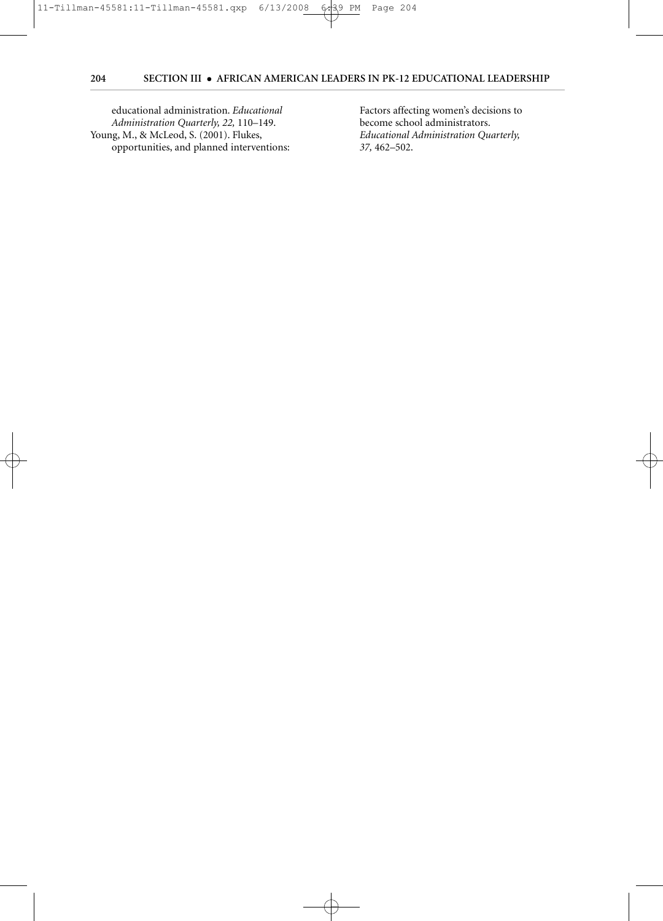educational administration. *Educational Administration Quarterly, 22,* 110–149.

Young, M., & McLeod, S. (2001). Flukes, opportunities, and planned interventions: Factors affecting women's decisions to become school administrators. *Educational Administration Quarterly, 37,* 462–502.